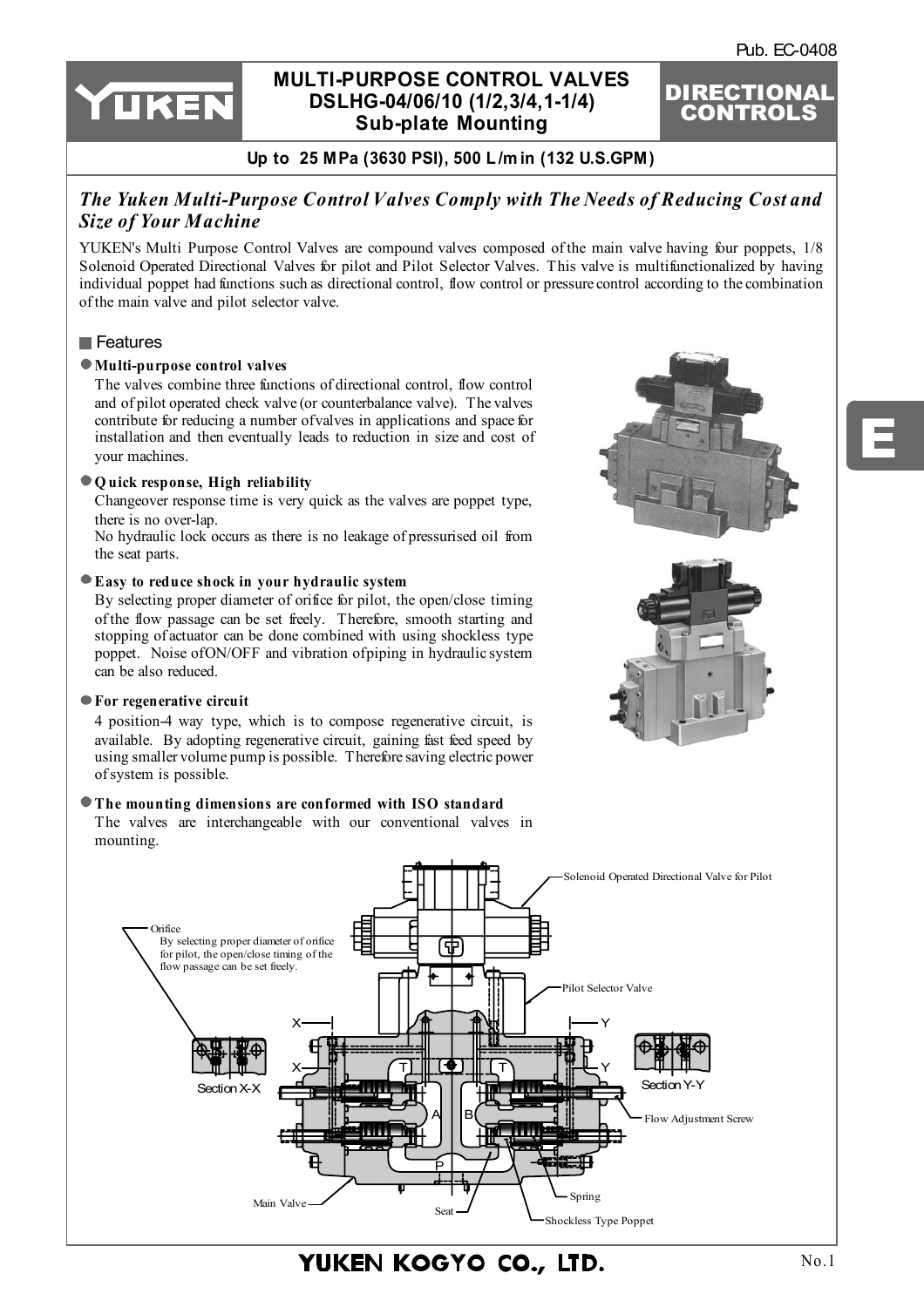# MULTI-PURPOSE CONTROL VALVES DSLHG-04/06/10 (1/2,3/4,1-1/4) Sub-plate Mounting

**DIRECTIONAL CONTROLS**

**Up to 25 MPa (3630 PSI), 500 L/min (132 U.S.GPM)**

## *The Yuken Multi-Purpose Control Valves Comply with The Needs of Reducing Cost and Size of Your Machine*

YUKEN's Multi Purpose Control Valves are compound valves composed of the main valve having four poppets, 1/8 Solenoid Operated Directional Valves for pilot and Pilot Selector Valves. This valve is multifunctionalized by having individual poppet had functions such as directional control, flow control or pressure control according to the combination of the main valve and pilot selector valve.

### Features

- **Multi-purpose control valves**
  The valves combine three functions of directional control, flow control and of pilot operated check valve (or counterbalance valve). The valves contribute for reducing a number of valves in applications and space for installation and then eventually leads to reduction in size and cost of your machines.

- **Quick response, High reliability**
  Changeover response time is very quick as the valves are poppet type, there is no over-lap.
  No hydraulic lock occurs as there is no leakage of pressurised oil from the seat parts.

- **Easy to reduce shock in your hydraulic system**
  By selecting proper diameter of orifice for pilot, the open/close timing of the flow passage can be set freely. Therefore, smooth starting and stopping of actuator can be done combined with using shockless type poppet. Noise of ON/OFF and vibration of piping in hydraulic system can be also reduced.

- **For regenerative circuit**
  4 position-4 way type, which is to compose regenerative circuit, is available. By adopting regenerative circuit, gaining fast feed speed by using smaller volume pump is possible. Therefore saving electric power of system is possible.

- **The mounting dimensions are conformed with ISO standard**
  The valves are interchangeable with our conventional valves in mounting.

Solenoid Operated Directional Valve for Pilot

Orifice
By selecting proper diameter of orifice for pilot, the open/close timing of the flow passage can be set freely.

Pilot Selector Valve

Section X-X

Section Y-Y

Flow Adjustment Screw

Main Valve

Seat

Spring

Shockless Type Poppet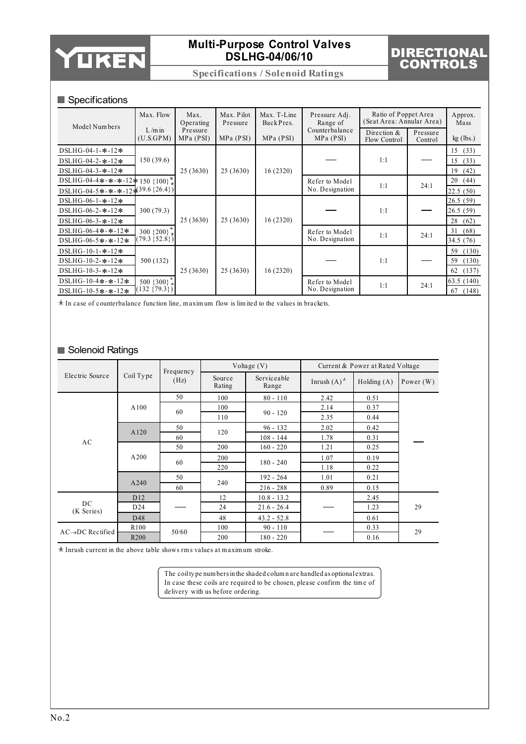# Multi-Purpose Control Valves DSLHG-04/06/10

**Specifications / Solenoid Ratings**

## ■ Specifications

| Model Numbers | Max. Flow L/min (U.S.GPM) | Max. Operating Pressure MPa (PSI) | Max. Pilot Pressure MPa (PSI) | Max. T-Line Back Pres. MPa (PSI) | Pressure Adj. Range of Counterbalance MPa (PSI) | Ratio of Poppet Area (Seat Area: Annular Area) | | Approx. Mass kg (lbs.) |
|---|---|---|---|---|---|---|---|---|
| | | | | | | Direction & Flow Control | Pressure Control | |
| DSLHG-04-1-*-12* | 150 (39.6) | 25 (3630) | 25 (3630) | 16 (2320) | — | 1:1 | — | 15 (33) |
| DSLHG-04-2-*-12* | | | | | | | | 15 (33) |
| DSLHG-04-3-*-12* | | | | | | | | 19 (42) |
| DSLHG-04-4*-*-*-12* | 150 {100}★ (39.6 {26.4}) | | | | Refer to Model No. Designation | 1:1 | 24:1 | 20 (44) |
| DSLHG-04-5*-*-*-12* | | | | | | | | 22.5 (50) |
| DSLHG-06-1-*-12* | 300 (79.3) | 25 (3630) | 25 (3630) | 16 (2320) | — | 1:1 | — | 26.5 (59) |
| DSLHG-06-2-*-12* | | | | | | | | 26.5 (59) |
| DSLHG-06-3-*-12* | | | | | | | | 28 (62) |
| DSLHG-06-4*-*-12* | 300 {200}★ (79.3 {52.8}) | | | | Refer to Model No. Designation | 1:1 | 24:1 | 31 (68) |
| DSLHG-06-5*-*-12* | | | | | | | | 34.5 (76) |
| DSLHG-10-1-*-12* | 500 (132) | 25 (3630) | 25 (3630) | 16 (2320) | — | 1:1 | — | 59 (130) |
| DSLHG-10-2-*-12* | | | | | | | | 59 (130) |
| DSLHG-10-3-*-12* | | | | | | | | 62 (137) |
| DSLHG-10-4*-*-12* | 500 {300}★ (132 {79.3}) | | | | Refer to Model No. Designation | 1:1 | 24:1 | 63.5 (140) |
| DSLHG-10-5*-*-12* | | | | | | | | 67 (148) |

★ In case of counterbalance function line, maximum flow is limited to the values in brackets.

## ■ Solenoid Ratings

| Electric Source | Coil Type | Frequency (Hz) | Voltage (V) | | Current & Power at Rated Voltage | | |
|---|---|---|---|---|---|---|---|
| | | | Source Rating | Serviceable Range | Inrush (A)★ | Holding (A) | Power (W) |
| AC | A100 | 50 | 100 | 80 - 110 | 2.42 | 0.51 | — |
| | | 60 | 100 | 90 - 120 | 2.14 | 0.37 | |
| | | | 110 | | 2.35 | 0.44 | |
| | A120 | 50 | 120 | 96 - 132 | 2.02 | 0.42 | |
| | | 60 | | 108 - 144 | 1.78 | 0.31 | |
| | A200 | 50 | 200 | 160 - 220 | 1.21 | 0.25 | |
| | | 60 | 200 | 180 - 240 | 1.07 | 0.19 | |
| | | | 220 | | 1.18 | 0.22 | |
| | A240 | 50 | 240 | 192 - 264 | 1.01 | 0.21 | |
| | | 60 | | 216 - 288 | 0.89 | 0.15 | |
| DC (K Series) | D12 | — | 12 | 10.8 - 13.2 | — | 2.45 | 29 |
| | D24 | | 24 | 21.6 - 26.4 | | 1.23 | |
| | D48 | | 48 | 43.2 - 52.8 | | 0.61 | |
| AC→DC Rectified | R100 | 50/60 | 100 | 90 - 110 | — | 0.33 | 29 |
| | R200 | | 200 | 180 - 220 | | 0.16 | |

★ Inrush current in the above table shows rms values at maximum stroke.

The coil type numbers in the shaded column are handled as optional extras. In case these coils are required to be chosen, please confirm the time of delivery with us before ordering.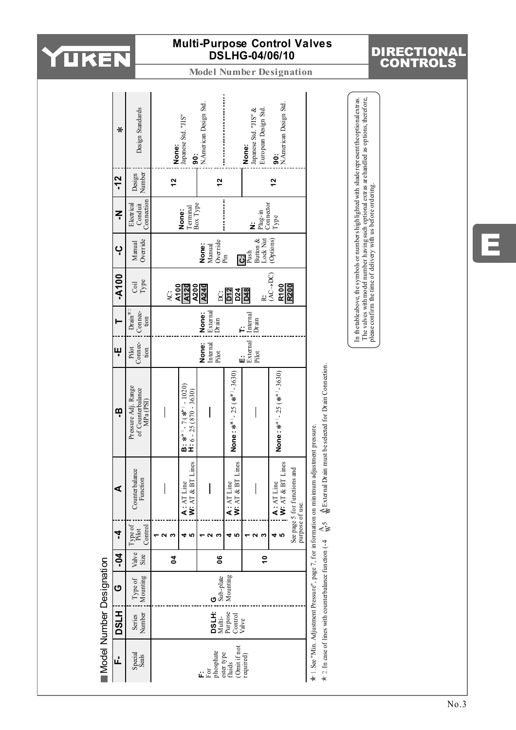# Multi-Purpose Control Valves DSLHG-04/06/10

## Model Number Designation

| F- | DSLH | G | -04 | -4 | A | -B | -E | T | -A100 | -C | -N | -12 | * |
|---|---|---|---|---|---|---|---|---|---|---|---|---|---|
| Special Seals | Series Number | Type of Mounting | Valve Size | Type of Pilot Control | Counterbalance Function | Pressure Adj. Range of Counterbalance MPa (PSI) | Pilot Connection | Drain ★2 Connection | Coil Type | Manual Override | Electrical Conduit Connection | Design Number | Design Standards |
| F: For phosphate ester type fluids (Omit if not required) | DSLH: Multi-Purpose Control Valve | G Sub-plate Mounting | 04 | 1, 2, 3 | — | — | None: Internal Pilot | None: External Drain | AC: A100, A120, A200, A240 | None: Manual Override Pin | None: Terminal Box Type | 12 | None: Japanese Std. "JIS" |
| | | | | 4, 5 | A: AT Line<br>W: AT & BT Lines | B: ★1 - 7 (★1 - 1020)<br>H: 6 - 25 (870 - 3630) | | | | | | | 90: N.American Design Std. |
| | | | 06 | 1, 2, 3 | — | — | | | DC: D12, D24, D48 | | | 12 | |
| | | | | 4, 5 | A: AT Line<br>W: AT & BT Lines | None: ★1 - 25 (★1 - 3630) | E: External Pilot | T: Internal Drain | | C: Push Button & Lock Nut (Options) | N: Plug-in Connector Type | | None: Japanese Std. "JIS" & European Design Std. |
| | | | 10 | 1, 2, 3 | — | — | | | R: (AC→DC) R100, R200 | | | 12 | 90: N.American Design Std. |
| | | | | 4, 5 | A: AT Line<br>W: AT & BT Lines | None: ★1 - 25 (★1 - 3630) | | | | | | | |
| | | | | See page 5 for functions and purpose of use. | | | | | | | | | |

★ 1. See "Min. Adjustment Pressure", page 7, for information on minimum adjustment pressure.

★ 2. In case of lines with counterbalance function (-4 A/W, 5 A/W) External Drain must be selected for Drain Connection.

In the table above, the symbols or numbers highlighted with shade represent the optional extras. The valves with model number having such optional extras are handled as options, therefore, please confirm the time of delivery with us before ordering.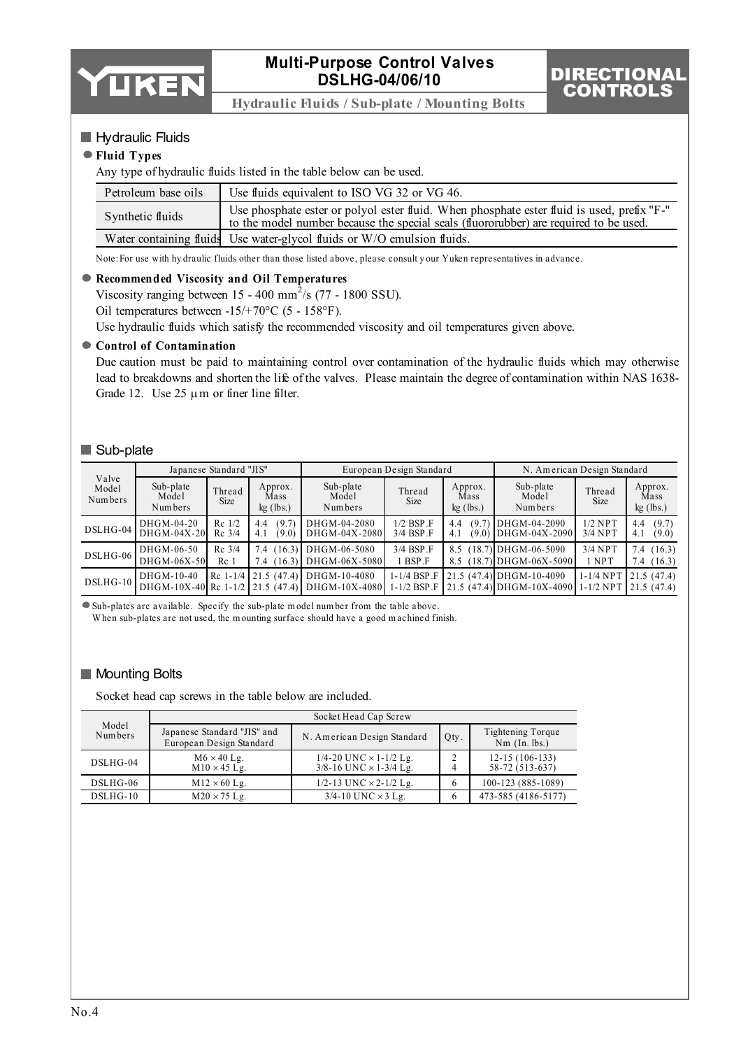## Hydraulic Fluids

### ● Fluid Types

Any type of hydraulic fluids listed in the table below can be used.

| | |
|---|---|
| Petroleum base oils | Use fluids equivalent to ISO VG 32 or VG 46. |
| Synthetic fluids | Use phosphate ester or polyol ester fluid. When phosphate ester fluid is used, prefix "F-" to the model number because the special seals (fluororubber) are required to be used. |
| Water containing fluids | Use water-glycol fluids or W/O emulsion fluids. |

Note: For use with hydraulic fluids other than those listed above, please consult your Yuken representatives in advance.

### ● Recommended Viscosity and Oil Temperatures

Viscosity ranging between 15 - 400 $mm^2/s$ (77 - 1800 SSU).

Oil temperatures between -15/+70°C (5 - 158°F).

Use hydraulic fluids which satisfy the recommended viscosity and oil temperatures given above.

### ● Control of Contamination

Due caution must be paid to maintaining control over contamination of the hydraulic fluids which may otherwise lead to breakdowns and shorten the life of the valves. Please maintain the degree of contamination within NAS 1638-Grade 12. Use 25 μm or finer line filter.

## Sub-plate

| Valve Model Numbers | Japanese Standard "JIS" | | | European Design Standard | | | N. American Design Standard | | |
|---|---|---|---|---|---|---|---|---|---|
| | Sub-plate Model Numbers | Thread Size | Approx. Mass kg (lbs.) | Sub-plate Model Numbers | Thread Size | Approx. Mass kg (lbs.) | Sub-plate Model Numbers | Thread Size | Approx. Mass kg (lbs.) |
| DSLHG-04 | DHGM-04-20<br>DHGM-04X-20 | Rc 1/2<br>Rc 3/4 | 4.4 (9.7)<br>4.1 (9.0) | DHGM-04-2080<br>DHGM-04X-2080 | 1/2 BSP.F<br>3/4 BSP.F | 4.4 (9.7)<br>4.1 (9.0) | DHGM-04-2090<br>DHGM-04X-2090 | 1/2 NPT<br>3/4 NPT | 4.4 (9.7)<br>4.1 (9.0) |
| DSLHG-06 | DHGM-06-50<br>DHGM-06X-50 | Rc 3/4<br>Rc 1 | 7.4 (16.3)<br>7.4 (16.3) | DHGM-06-5080<br>DHGM-06X-5080 | 3/4 BSP.F<br>1 BSP.F | 8.5 (18.7)<br>8.5 (18.7) | DHGM-06-5090<br>DHGM-06X-5090 | 3/4 NPT<br>1 NPT | 7.4 (16.3)<br>7.4 (16.3) |
| DSLHG-10 | DHGM-10-40<br>DHGM-10X-40 | Rc 1-1/4<br>Rc 1-1/2 | 21.5 (47.4)<br>21.5 (47.4) | DHGM-10-4080<br>DHGM-10X-4080 | 1-1/4 BSP.F<br>1-1/2 BSP.F | 21.5 (47.4)<br>21.5 (47.4) | DHGM-10-4090<br>DHGM-10X-4090 | 1-1/4 NPT<br>1-1/2 NPT | 21.5 (47.4)<br>21.5 (47.4) |

● Sub-plates are available. Specify the sub-plate model number from the table above.
When sub-plates are not used, the mounting surface should have a good machined finish.

## Mounting Bolts

Socket head cap screws in the table below are included.

| Model Numbers | Socket Head Cap Screw | | | |
|---|---|---|---|---|
| | Japanese Standard "JIS" and European Design Standard | N. American Design Standard | Qty. | Tightening Torque Nm (In. lbs.) |
| DSLHG-04 | M6 × 40 Lg.<br>M10 × 45 Lg. | 1/4-20 UNC × 1-1/2 Lg.<br>3/8-16 UNC × 1-3/4 Lg. | 2<br>4 | 12-15 (106-133)<br>58-72 (513-637) |
| DSLHG-06 | M12 × 60 Lg. | 1/2-13 UNC × 2-1/2 Lg. | 6 | 100-123 (885-1089) |
| DSLHG-10 | M20 × 75 Lg. | 3/4-10 UNC × 3 Lg. | 6 | 473-585 (4186-5177) |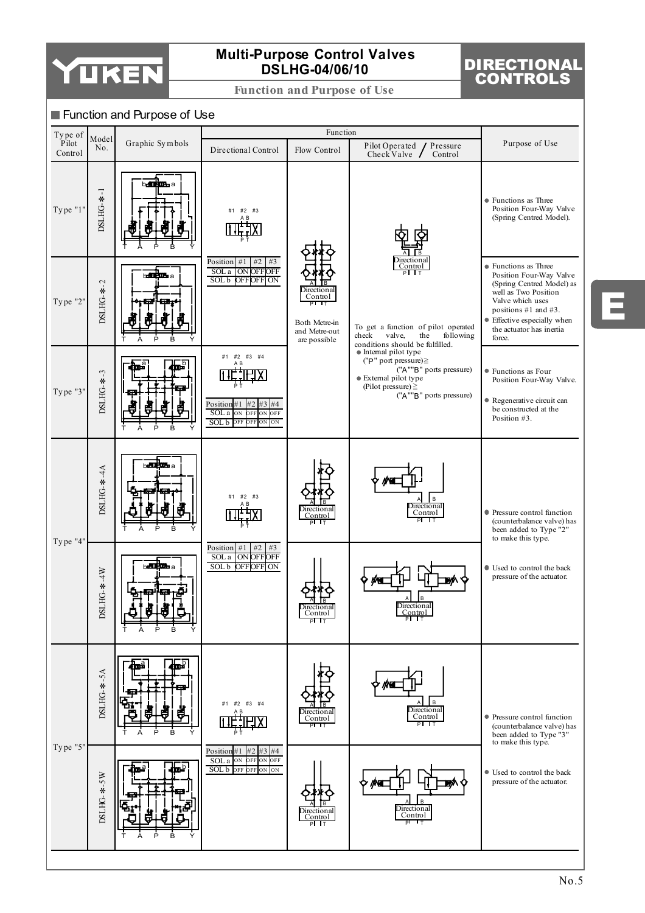# Multi-Purpose Control Valves DSLHG-04/06/10

## Function and Purpose of Use

### Function and Purpose of Use

| Type of Pilot Control | Model No. | Graphic Symbols | Function: Directional Control | Function: Flow Control | Function: Pilot Operated Check Valve / Pressure Control | Purpose of Use |
|---|---|---|---|---|---|---|
| Type "1" | DSLHG-✱-1 | | #1 #2 #3 | | | ● Functions as Three Position Four-Way Valve (Spring Centred Model). |
| Type "2" | DSLHG-✱-2 | | Position #1 #2 #3 / SOL a ON OFF OFF / SOL b OFF OFF ON | Both Metre-in and Metre-out are possible | To get a function of pilot operated check valve, the following conditions should be fulfilled. ● Internal pilot type ("P" port pressure) ≧ ("A""B" ports pressure) ● External pilot type (Pilot pressure) ≧ ("A""B" ports pressure) | ● Functions as Three Position Four-Way Valve (Spring Centred Model) as well as Two Position Valve which uses positions #1 and #3. ● Effective especially when the actuator has inertia force. |
| Type "3" | DSLHG-✱-3 | | #1 #2 #3 #4 / Position #1 #2 #3 #4 / SOL a ON OFF ON OFF / SOL b OFF OFF ON ON | | | ● Functions as Four Position Four-Way Valve. ● Regenerative circuit can be constructed at the Position #3. |
| Type "4" | DSLHG-✱-4A | | #1 #2 #3 / Position #1 #2 #3 / SOL a ON OFF OFF / SOL b OFF OFF ON | | | ● Pressure control function (counterbalance valve) has been added to Type "2" to make this type. |
| | DSLHG-✱-4W | | | | | ● Used to control the back pressure of the actuator. |
| Type "5" | DSLHG-✱-5A | | #1 #2 #3 #4 / Position #1 #2 #3 #4 / SOL a ON OFF ON OFF / SOL b OFF OFF ON ON | | | ● Pressure control function (counterbalance valve) has been added to Type "3" to make this type. |
| | DSLHG-✱-5W | | | | | ● Used to control the back pressure of the actuator. |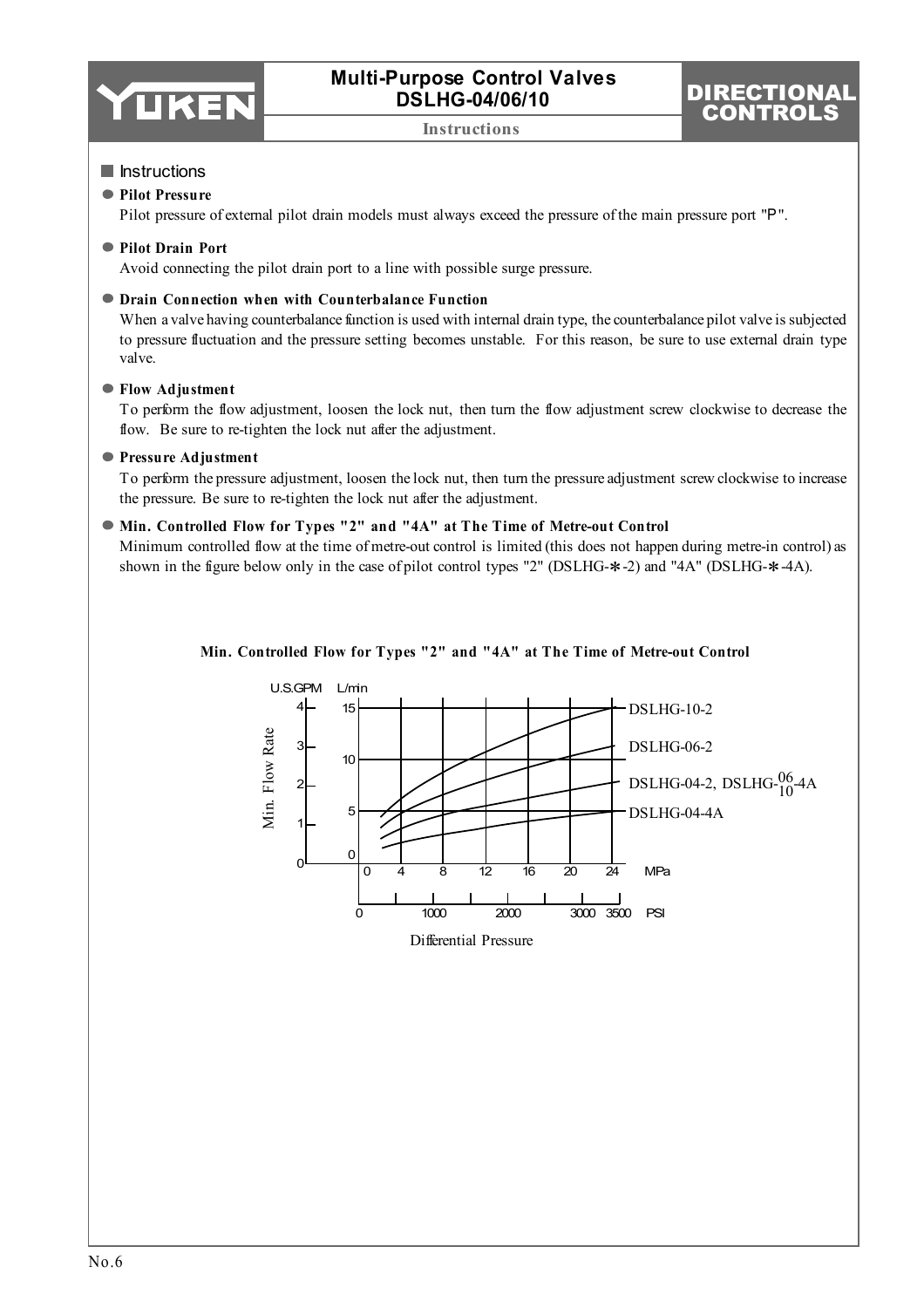## Instructions

● **Pilot Pressure**

Pilot pressure of external pilot drain models must always exceed the pressure of the main pressure port "P".

● **Pilot Drain Port**

Avoid connecting the pilot drain port to a line with possible surge pressure.

● **Drain Connection when with Counterbalance Function**

When a valve having counterbalance function is used with internal drain type, the counterbalance pilot valve is subjected to pressure fluctuation and the pressure setting becomes unstable. For this reason, be sure to use external drain type valve.

● **Flow Adjustment**

To perform the flow adjustment, loosen the lock nut, then turn the flow adjustment screw clockwise to decrease the flow. Be sure to re-tighten the lock nut after the adjustment.

● **Pressure Adjustment**

To perform the pressure adjustment, loosen the lock nut, then turn the pressure adjustment screw clockwise to increase the pressure. Be sure to re-tighten the lock nut after the adjustment.

● **Min. Controlled Flow for Types "2" and "4A" at The Time of Metre-out Control**

Minimum controlled flow at the time of metre-out control is limited (this does not happen during metre-in control) as shown in the figure below only in the case of pilot control types "2" (DSLHG-∗-2) and "4A" (DSLHG-∗-4A).

**Min. Controlled Flow for Types "2" and "4A" at The Time of Metre-out Control**

Min. Flow Rate (U.S.GPM: 0, 1, 2, 3, 4; L/min: 0, 5, 10, 15)

Curves: DSLHG-10-2; DSLHG-06-2; DSLHG-04-2, DSLHG-$^{06}_{10}$-4A; DSLHG-04-4A

Differential Pressure (MPa: 0, 4, 8, 12, 16, 20, 24; PSI: 0, 1000, 2000, 3000, 3500)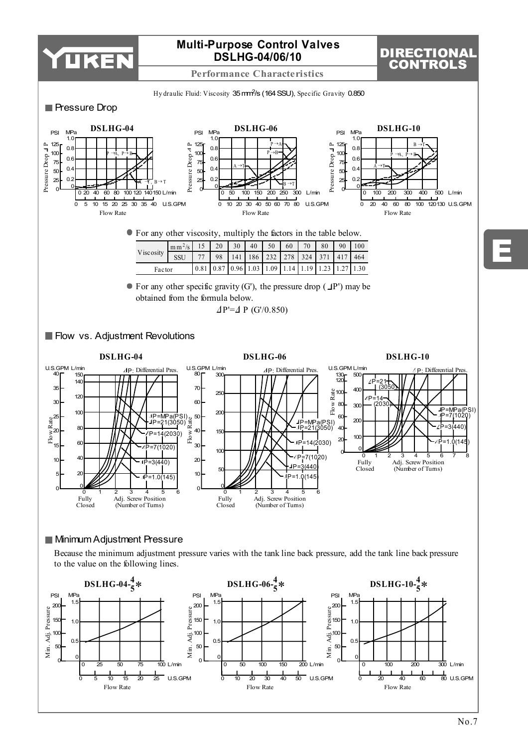# Multi-Purpose Control Valves DSLHG-04/06/10

## Performance Characteristics

Hydraulic Fluid: Viscosity 35 mm²/s (164 SSU), Specific Gravity 0.850

## Pressure Drop

- For any other viscosity, multiply the factors in the table below.

| Viscosity | | | | | | | | | | | |
|---|---|---|---|---|---|---|---|---|---|---|---|
| | mm²/s | 15 | 20 | 30 | 40 | 50 | 60 | 70 | 80 | 90 | 100 |
| | SSU | 77 | 98 | 141 | 186 | 232 | 278 | 324 | 371 | 417 | 464 |
| Factor | | 0.81 | 0.87 | 0.96 | 1.03 | 1.09 | 1.14 | 1.19 | 1.23 | 1.27 | 1.30 |

- For any other specific gravity (G'), the pressure drop (⊿P') may be obtained from the formula below.

$$\Delta P' = \Delta P \, (G'/0.850)$$

## Flow vs. Adjustment Revolutions

## Minimum Adjustment Pressure

Because the minimum adjustment pressure varies with the tank line back pressure, add the tank line back pressure to the value on the following lines.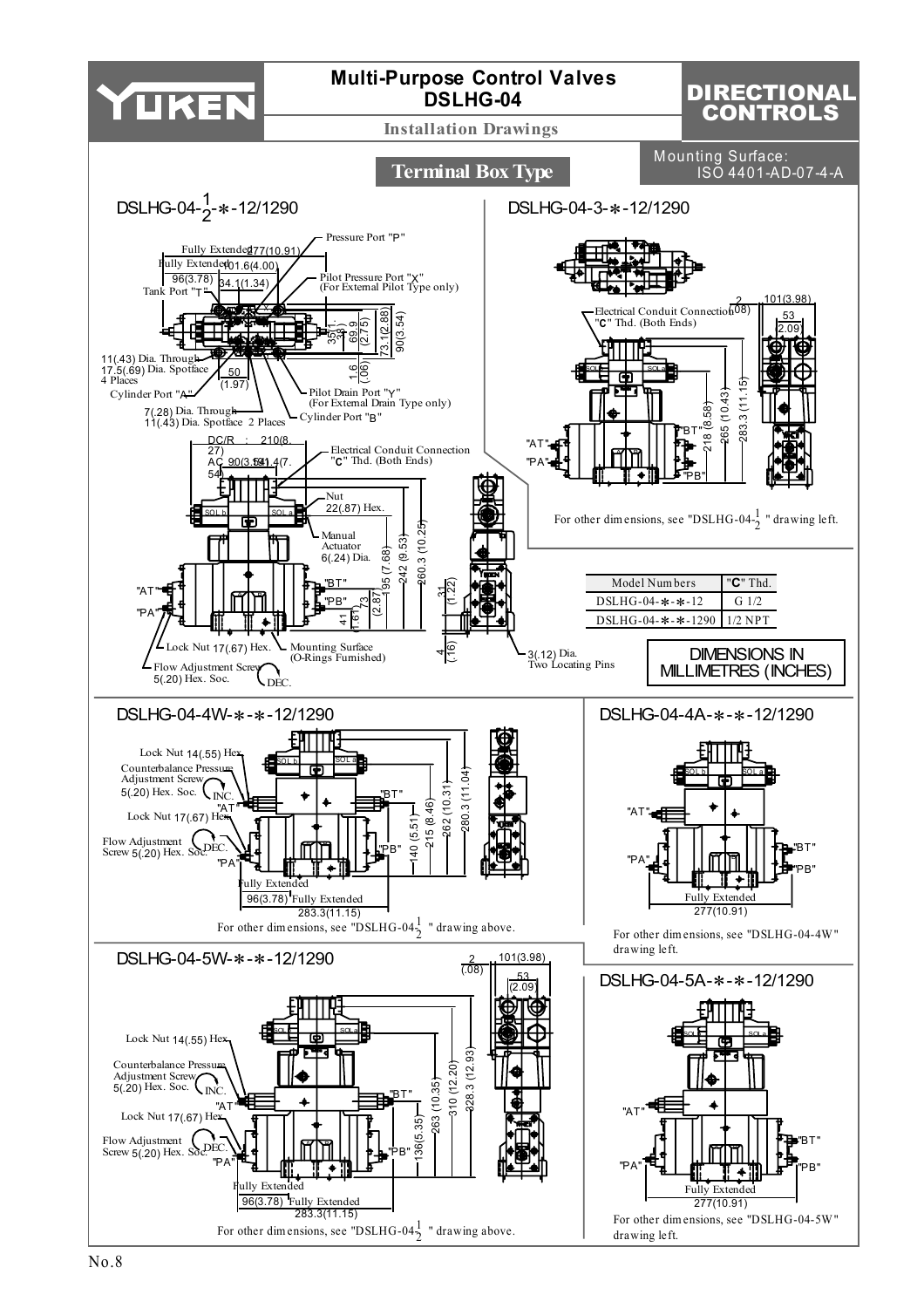# Multi-Purpose Control Valves DSLHG-04

## Installation Drawings

**DIRECTIONAL CONTROLS**

### Terminal Box Type

Mounting Surface: ISO 4401-AD-07-4-A

#### DSLHG-04-$\frac{1}{2}$-∗-12/1290

Fully Extended 277(10.91)
Fully Extended 101.6(4.00)
96(3.78)
34.1(1.34)
Tank Port "T"
Pressure Port "P"
Pilot Pressure Port "X" (For External Pilot Type only)
35(1.38)
69.9(2.75)
73.1(2.88)
90(3.54)
1.6(.06)
50(1.97)
11(.43) Dia. Through
17.5(.69) Dia. Spotface
4 Places
Cylinder Port "A"
Pilot Drain Port "Y" (For External Drain Type only)
7(.28) Dia. Through
11(.43) Dia. Spotface 2 Places
Cylinder Port "B"

DC/R : 210(8.27)
AC 90(3.54) 191.4(7.54)
Electrical Conduit Connection "C" Thd. (Both Ends)
Nut 22(.87) Hex.
Manual Actuator 6(.24) Dia.
SOL b SOL a
"AT" "PA" "BT" "PB"
195(7.68)
242(9.53)
260.3(10.25)
73(2.87)
41(1.61)
31(1.22)
4(.16)
Lock Nut 17(.67) Hex.
Flow Adjustment Screw 5(.20) Hex. Soc.
DEC.
Mounting Surface (O-Rings Furnished)
3(.12) Dia. Two Locating Pins

#### DSLHG-04-3-∗-12/1290

Electrical Conduit Connection "C" Thd. (Both Ends)
2(.08)
101(3.98)
53(2.09)
SOL b SOL a
"AT" "PA" "BT" "PB"
218(8.58)
265(10.43)
283.3(11.15)

For other dimensions, see "DSLHG-04-$\frac{1}{2}$" drawing left.

| Model Numbers | "C" Thd. |
|---|---|
| DSLHG-04-∗-∗-12 | G 1/2 |
| DSLHG-04-∗-∗-1290 | 1/2 NPT |

DIMENSIONS IN MILLIMETRES (INCHES)

#### DSLHG-04-4W-∗-∗-12/1290

Lock Nut 14(.55) Hex.
Counterbalance Pressure Adjustment Screw 5(.20) Hex. Soc.
INC.
Lock Nut 17(.67) Hex.
Flow Adjustment Screw 5(.20) Hex. Soc.
DEC.
SOL b SOL a
"AT" "PA" "BT" "PB"
140(5.51)
215(8.46)
262(10.31)
280.3(11.04)
Fully Extended
96(3.78) Fully Extended
283.3(11.15)

For other dimensions, see "DSLHG-04-$\frac{1}{2}$" drawing above.

#### DSLHG-04-4A-∗-∗-12/1290

SOL b SOL a
"AT" "PA" "BT" "PB"
Fully Extended
277(10.91)

For other dimensions, see "DSLHG-04-4W" drawing left.

#### DSLHG-04-5W-∗-∗-12/1290

2(.08)
101(3.98)
53(2.09)
Lock Nut 14(.55) Hex.
Counterbalance Pressure Adjustment Screw 5(.20) Hex. Soc.
INC.
Lock Nut 17(.67) Hex.
Flow Adjustment Screw 5(.20) Hex. Soc.
DEC.
SOL b SOL a
"AT" "PA" "BT" "PB"
136(5.35)
263(10.35)
310(12.20)
328.3(12.93)
Fully Extended
96(3.78) Fully Extended
283.3(11.15)

For other dimensions, see "DSLHG-04-$\frac{1}{2}$" drawing above.

#### DSLHG-04-5A-∗-∗-12/1290

SOL b SOL a
"AT" "PA" "BT" "PB"
Fully Extended
277(10.91)

For other dimensions, see "DSLHG-04-5W" drawing left.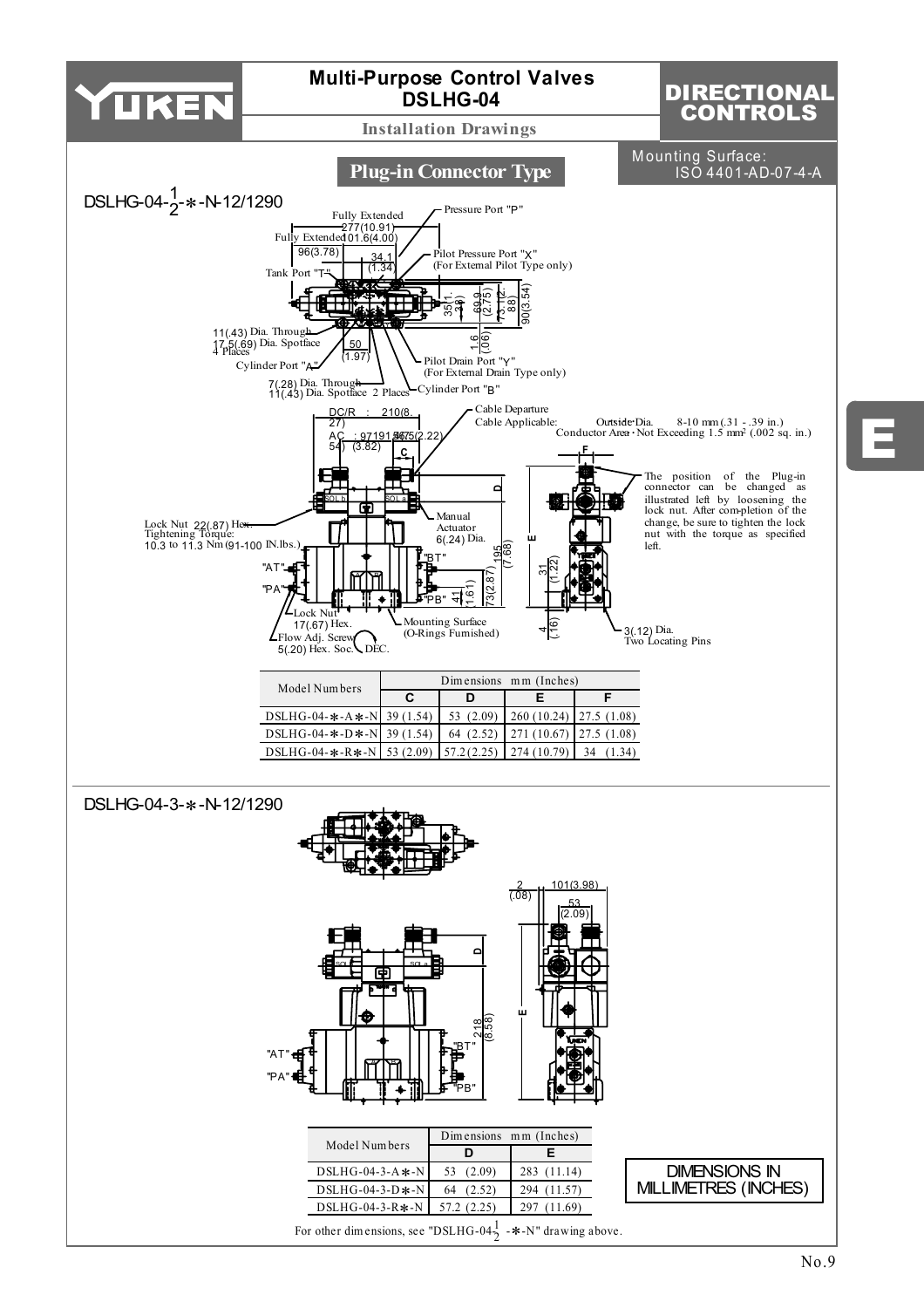# Multi-Purpose Control Valves DSLHG-04

**Installation Drawings**

**DIRECTIONAL CONTROLS**

Mounting Surface: ISO 4401-AD-07-4-A

## Plug-in Connector Type

### DSLHG-04-$\frac{1}{2}$-*-N-12/1290

Fully Extended 277 (10.91)
Fully Extended 101.6 (4.00)
96 (3.78)
34.1 (1.34)
Pressure Port "P"
Pilot Pressure Port "X" (For External Pilot Type only)
Tank Port "T"
35 (1.38)
69.9 (2.75)
73 (2.88)
90 (3.54)
1.6 (.06)
11 (.43) Dia. Through 17.5 (.69) Dia. Spotface 4 Places
50 (1.97)
Cylinder Port "A"
Pilot Drain Port "Y" (For External Drain Type only)
7 (.28) Dia. Through 11 (.43) Dia. Spotface 2 Places
Cylinder Port "B"

DC/R : 210 (8.27)
AC : 97 (3.82) 191.5 (7.54) 56.5 (2.22)
Cable Departure
Cable Applicable: Outside Dia. 8-10 mm (.31 - .39 in.) Conductor Area · Not Exceeding 1.5 mm² (.002 sq. in.)

The position of the Plug-in connector can be changed as illustrated left by loosening the lock nut. After completion of the change, be sure to tighten the lock nut with the torque as specified left.

Lock Nut 22 (.87) Hex. Tightening Torque: 10.3 to 11.3 Nm (91-100 IN.lbs.)
Manual Actuator 6 (.24) Dia.
"AT" "PA" "BT" "PB"
195 (7.68)
31 (1.22)
41 (1.61)
73 (2.87)
4 (.16)
Lock Nut 17 (.67) Hex.
Flow Adj. Screw 5 (.20) Hex. Soc. DEC.
Mounting Surface (O-Rings Furnished)
3 (.12) Dia. Two Locating Pins

| Model Numbers | Dimensions mm (Inches) | | | |
|---|---|---|---|---|
| | C | D | E | F |
| DSLHG-04-*-A*-N | 39 (1.54) | 53 (2.09) | 260 (10.24) | 27.5 (1.08) |
| DSLHG-04-*-D*-N | 39 (1.54) | 64 (2.52) | 271 (10.67) | 27.5 (1.08) |
| DSLHG-04-*-R*-N | 53 (2.09) | 57.2 (2.25) | 274 (10.79) | 34 (1.34) |

### DSLHG-04-3-*-N-12/1290

2 (.08)
101 (3.98)
53 (2.09)
218 (8.58)
"AT" "PA" "BT" "PB"

| Model Numbers | Dimensions mm (Inches) | |
|---|---|---|
| | D | E |
| DSLHG-04-3-A*-N | 53 (2.09) | 283 (11.14) |
| DSLHG-04-3-D*-N | 64 (2.52) | 294 (11.57) |
| DSLHG-04-3-R*-N | 57.2 (2.25) | 297 (11.69) |

For other dimensions, see "DSLHG-04-$\frac{1}{2}$-*-N" drawing above.

DIMENSIONS IN MILLIMETRES (INCHES)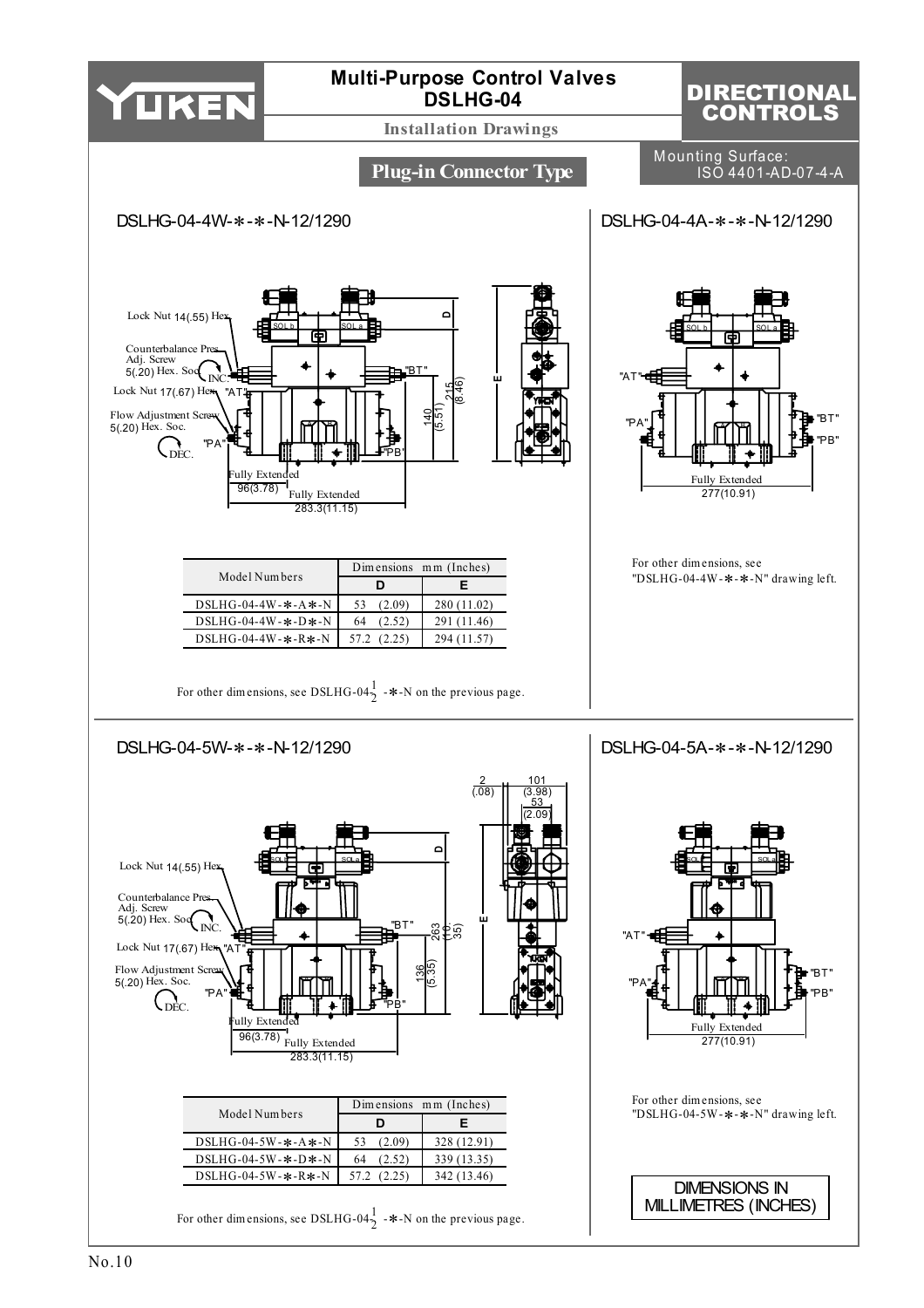# Multi-Purpose Control Valves DSLHG-04

## DIRECTIONAL CONTROLS

Installation Drawings

**Plug-in Connector Type**

Mounting Surface: ISO 4401-AD-07-4-A

### DSLHG-04-4W-∗-∗-N-12/1290

Lock Nut 14(.55) Hex.

Counterbalance Pres. Adj. Screw 5(.20) Hex. Soc.

INC.

Lock Nut 17(.67) Hex. "AT"

Flow Adjustment Screw 5(.20) Hex. Soc.

"PA"

DEC.

"BT"

"PB"

SOL b

SOL a

D

E

140 (5.51)

215 (8.46)

Fully Extended 96(3.78)

Fully Extended 283.3(11.15)

| Model Numbers | Dimensions mm (Inches) | |
|---|---|---|
| | D | E |
| DSLHG-04-4W-∗-A∗-N | 53 (2.09) | 280 (11.02) |
| DSLHG-04-4W-∗-D∗-N | 64 (2.52) | 291 (11.46) |
| DSLHG-04-4W-∗-R∗-N | 57.2 (2.25) | 294 (11.57) |

For other dimensions, see DSLHG-04$\frac{1}{2}$ -∗-N on the previous page.

### DSLHG-04-4A-∗-∗-N-12/1290

SOL b

SOL a

"AT"

"PA"

"BT"

"PB"

Fully Extended 277(10.91)

For other dimensions, see "DSLHG-04-4W-∗-∗-N" drawing left.

### DSLHG-04-5W-∗-∗-N-12/1290

Lock Nut 14(.55) Hex.

Counterbalance Pres. Adj. Screw 5(.20) Hex. Soc.

INC.

Lock Nut 17(.67) Hex. "AT"

Flow Adjustment Screw 5(.20) Hex. Soc.

"PA"

DEC.

"BT"

"PB"

SOL b

SOL a

D

E

136 (5.35)

263 (10.35)

2 (.08)

101 (3.98)

53 (2.09)

Fully Extended 96(3.78)

Fully Extended 283.3(11.15)

| Model Numbers | Dimensions mm (Inches) | |
|---|---|---|
| | D | E |
| DSLHG-04-5W-∗-A∗-N | 53 (2.09) | 328 (12.91) |
| DSLHG-04-5W-∗-D∗-N | 64 (2.52) | 339 (13.35) |
| DSLHG-04-5W-∗-R∗-N | 57.2 (2.25) | 342 (13.46) |

For other dimensions, see DSLHG-04$\frac{1}{2}$ -∗-N on the previous page.

### DSLHG-04-5A-∗-∗-N-12/1290

SOL b

SOL a

"AT"

"PA"

"BT"

"PB"

Fully Extended 277(10.91)

For other dimensions, see "DSLHG-04-5W-∗-∗-N" drawing left.

DIMENSIONS IN MILLIMETRES (INCHES)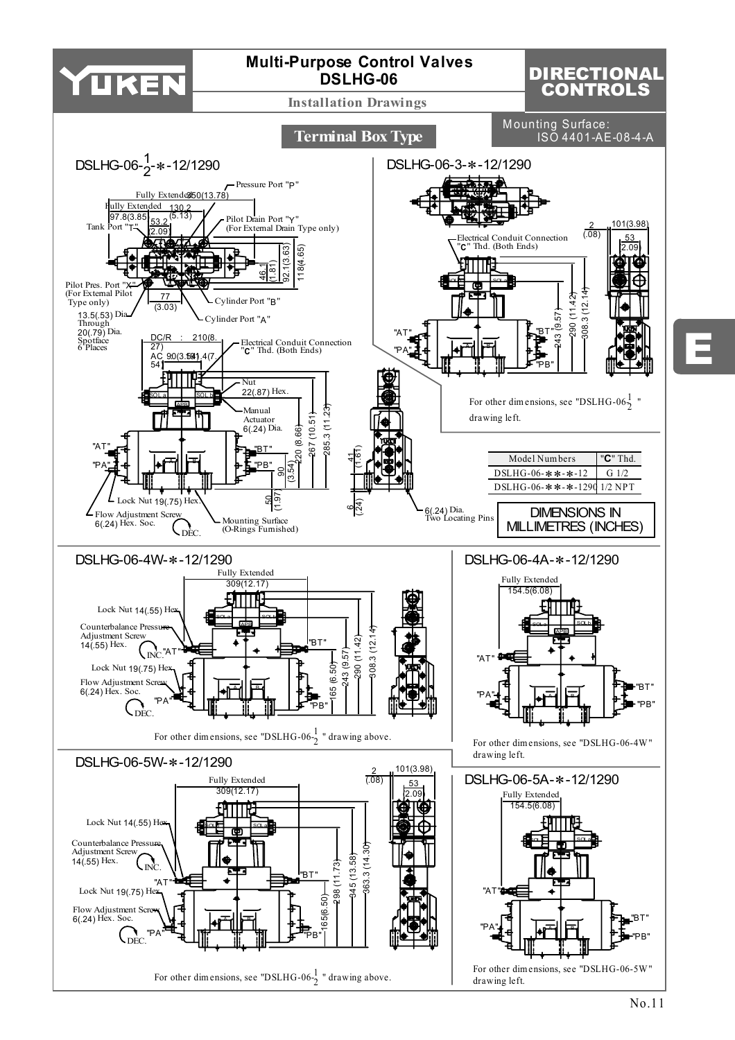# Multi-Purpose Control Valves DSLHG-06

**Installation Drawings**

## DIRECTIONAL CONTROLS

Mounting Surface: ISO 4401-AE-08-4-A

### Terminal Box Type

#### DSLHG-06-$\frac{1}{2}$-∗-12/1290

Pressure Port "P"
Fully Extended 350(13.78)
Fully Extended 130.2 (5.13)
97.8(3.85)
53.2 (2.09)
Tank Port "T"
Pilot Drain Port "Y" (For External Drain Type only)
46.1 (1.81)
92.1(3.63)
118(4.65)
Pilot Pres. Port "X" (For External Pilot Type only)
77 (3.03)
Cylinder Port "B"
13.5(.53) Dia. Through
20(.79) Dia. Spotface
6 Places
Cylinder Port "A"
DC/R : 210(8.27)
AC 90(3.54) 191.4(7.54)
Electrical Conduit Connection "C" Thd. (Both Ends)
Nut 22(.87) Hex.
Manual Actuator 6(.24) Dia.
"AT"
"PA"
"BT"
"PB"
90 (3.54)
220 (8.66)
267 (10.51)
285.3 (11.23)
41 (1.61)
50 (1.97)
6 (.24)
Lock Nut 19(.75) Hex.
Flow Adjustment Screw 6(.24) Hex. Soc.
DEC.
Mounting Surface (O-Rings Furnished)
6(.24) Dia. Two Locating Pins

#### DSLHG-06-3-∗-12/1290

Electrical Conduit Connection "C" Thd. (Both Ends)
2 (.08)
101(3.98)
53 (2.09)
"AT"
"PA"
"BT"
"PB"
243 (9.57)
290 (11.42)
308.3 (12.14)

For other dimensions, see "DSLHG-06-$\frac{1}{2}$" drawing left.

| Model Numbers | "C" Thd. |
|---|---|
| DSLHG-06-∗∗-∗-12 | G 1/2 |
| DSLHG-06-∗∗-∗-1290 | 1/2 NPT |

DIMENSIONS IN MILLIMETRES (INCHES)

#### DSLHG-06-4W-∗-12/1290

Fully Extended 309(12.17)
Lock Nut 14(.55) Hex.
Counterbalance Pressure Adjustment Screw 14(.55) Hex.
INC.
"AT"
"BT"
Lock Nut 19(.75) Hex.
Flow Adjustment Screw 6(.24) Hex. Soc.
DEC.
"PA"
"PB"
165 (6.50)
243 (9.57)
290 (11.42)
308.3 (12.14)

For other dimensions, see "DSLHG-06-$\frac{1}{2}$" drawing above.

#### DSLHG-06-4A-∗-12/1290

Fully Extended 154.5(6.08)
"AT"
"PA"
"BT"
"PB"

For other dimensions, see "DSLHG-06-4W" drawing left.

#### DSLHG-06-5W-∗-12/1290

Fully Extended 309(12.17)
2 (.08)
101(3.98)
53 (2.09)
Lock Nut 14(.55) Hex.
Counterbalance Pressure Adjustment Screw 14(.55) Hex.
INC.
"AT"
"BT"
Lock Nut 19(.75) Hex.
Flow Adjustment Screw 6(.24) Hex. Soc.
DEC.
"PA"
"PB"
165(6.50)
298 (11.73)
345 (13.58)
363.3 (14.30)

For other dimensions, see "DSLHG-06-$\frac{1}{2}$" drawing above.

#### DSLHG-06-5A-∗-12/1290

Fully Extended 154.5(6.08)
"AT"
"PA"
"BT"
"PB"

For other dimensions, see "DSLHG-06-5W" drawing left.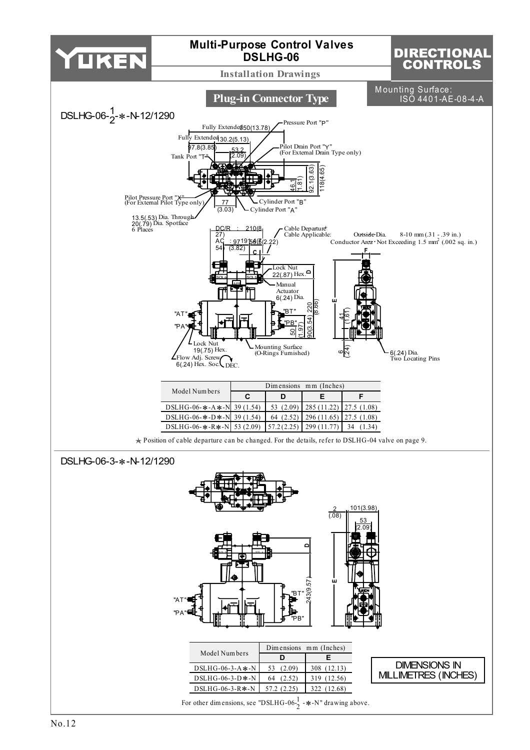# Multi-Purpose Control Valves DSLHG-06

**Installation Drawings**

**DIRECTIONAL CONTROLS**

## Plug-in Connector Type

Mounting Surface: ISO 4401-AE-08-4-A

### DSLHG-06-$\frac{1}{2}$-∗-N-12/1290

Fully Extended 350(13.78)
Fully Extended 130.2(5.13)
97.8(3.85)
53.2 (2.09)
Tank Port "T"
Pressure Port "P"
Pilot Drain Port "Y" (For External Drain Type only)
46.1 (1.81)
92.1(3.63)
118(4.65)
Pilot Pressure Port "X" (For External Pilot Type only)
77 (3.03)
Cylinder Port "B"
Cylinder Port "A"
13.5(.53) Dia. Through
20(.79) Dia. Spotface
6 Places

DC/R : 210(8.27)
AC : 97(3.82)
54
19
56.5(2.22)
C
Cable Departure★
Cable Applicable: Outside Dia. 8-10 mm (.31 - .39 in.)
Conductor Area: Not Exceeding 1.5 mm² (.002 sq. in.)
F
Lock Nut 22(.87) Hex.
D
Manual Actuator 6(.24) Dia.
220 (8.66)
"AT"
"PA"
"BT"
"PB"
50 (1.97)
90(3.54)
41 (1.61)
E
6 (.24)
Lock Nut 19(.75) Hex.
Flow Adj. Screw 6(.24) Hex. Soc.
DEC.
Mounting Surface (O-Rings Furnished)
6(.24) Dia. Two Locating Pins

| Model Numbers | Dimensions mm (Inches) | | | |
|---|---|---|---|---|
| | C | D | E | F |
| DSLHG-06-∗-A∗-N | 39 (1.54) | 53 (2.09) | 285 (11.22) | 27.5 (1.08) |
| DSLHG-06-∗-D∗-N | 39 (1.54) | 64 (2.52) | 296 (11.65) | 27.5 (1.08) |
| DSLHG-06-∗-R∗-N | 53 (2.09) | 57.2 (2.25) | 299 (11.77) | 34 (1.34) |

★ Position of cable departure can be changed. For the details, refer to DSLHG-04 valve on page 9.

### DSLHG-06-3-∗-N-12/1290

2 (.08)
101(3.98)
53 (2.09)
D
E
"AT"
"PA"
"BT"
"PB"
243(9.57)

| Model Numbers | Dimensions mm (Inches) | |
|---|---|---|
| | D | E |
| DSLHG-06-3-A∗-N | 53 (2.09) | 308 (12.13) |
| DSLHG-06-3-D∗-N | 64 (2.52) | 319 (12.56) |
| DSLHG-06-3-R∗-N | 57.2 (2.25) | 322 (12.68) |

For other dimensions, see "DSLHG-06-$\frac{1}{2}$-∗-N" drawing above.

DIMENSIONS IN MILLIMETRES (INCHES)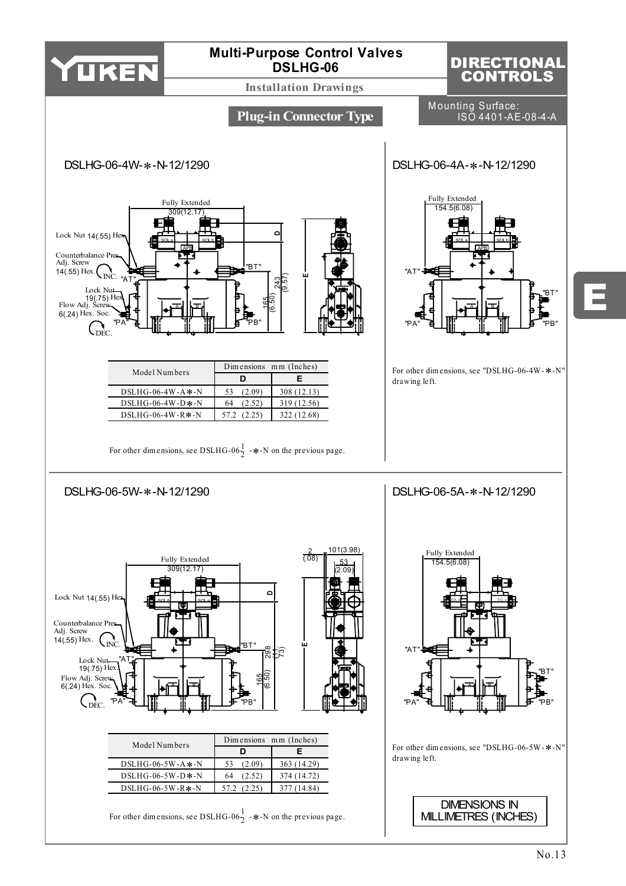# Multi-Purpose Control Valves DSLHG-06

## Installation Drawings

# DIRECTIONAL CONTROLS

## Plug-in Connector Type

Mounting Surface: ISO 4401-AE-08-4-A

### DSLHG-06-4W-*-N-12/1290

Fully Extended 309(12.17)

Lock Nut 14(.55) Hex.

Counterbalance Pres. Adj. Screw 14(.55) Hex. INC.

Lock Nut 19(.75) Hex.

Flow Adj. Screw 6(.24) Hex. Soc. DEC.

"AT" "BT" "PA" "PB"

| Model Numbers | Dimensions mm (Inches) | |
|---|---|---|
| | D | E |
| DSLHG-06-4W-A*-N | 53 (2.09) | 308 (12.13) |
| DSLHG-06-4W-D*-N | 64 (2.52) | 319 (12.56) |
| DSLHG-06-4W-R*-N | 57.2 (2.25) | 322 (12.68) |

For other dimensions, see DSLHG-06$\frac{1}{2}$ -*-N on the previous page.

### DSLHG-06-4A-*-N-12/1290

Fully Extended 154.5(6.08)

For other dimensions, see "DSLHG-06-4W-*-N" drawing left.

### DSLHG-06-5W-*-N-12/1290

Fully Extended 309(12.17)

Lock Nut 14(.55) Hex.

Counterbalance Pres. Adj. Screw 14(.55) Hex. INC.

Lock Nut 19(.75) Hex.

Flow Adj. Screw 6(.24) Hex. Soc. DEC.

"AT" "BT" "PA" "PB"

| Model Numbers | Dimensions mm (Inches) | |
|---|---|---|
| | D | E |
| DSLHG-06-5W-A*-N | 53 (2.09) | 363 (14.29) |
| DSLHG-06-5W-D*-N | 64 (2.52) | 374 (14.72) |
| DSLHG-06-5W-R*-N | 57.2 (2.25) | 377 (14.84) |

For other dimensions, see DSLHG-06$\frac{1}{2}$ -*-N on the previous page.

### DSLHG-06-5A-*-N-12/1290

Fully Extended 154.5(6.08)

For other dimensions, see "DSLHG-06-5W-*-N" drawing left.

DIMENSIONS IN MILLIMETRES (INCHES)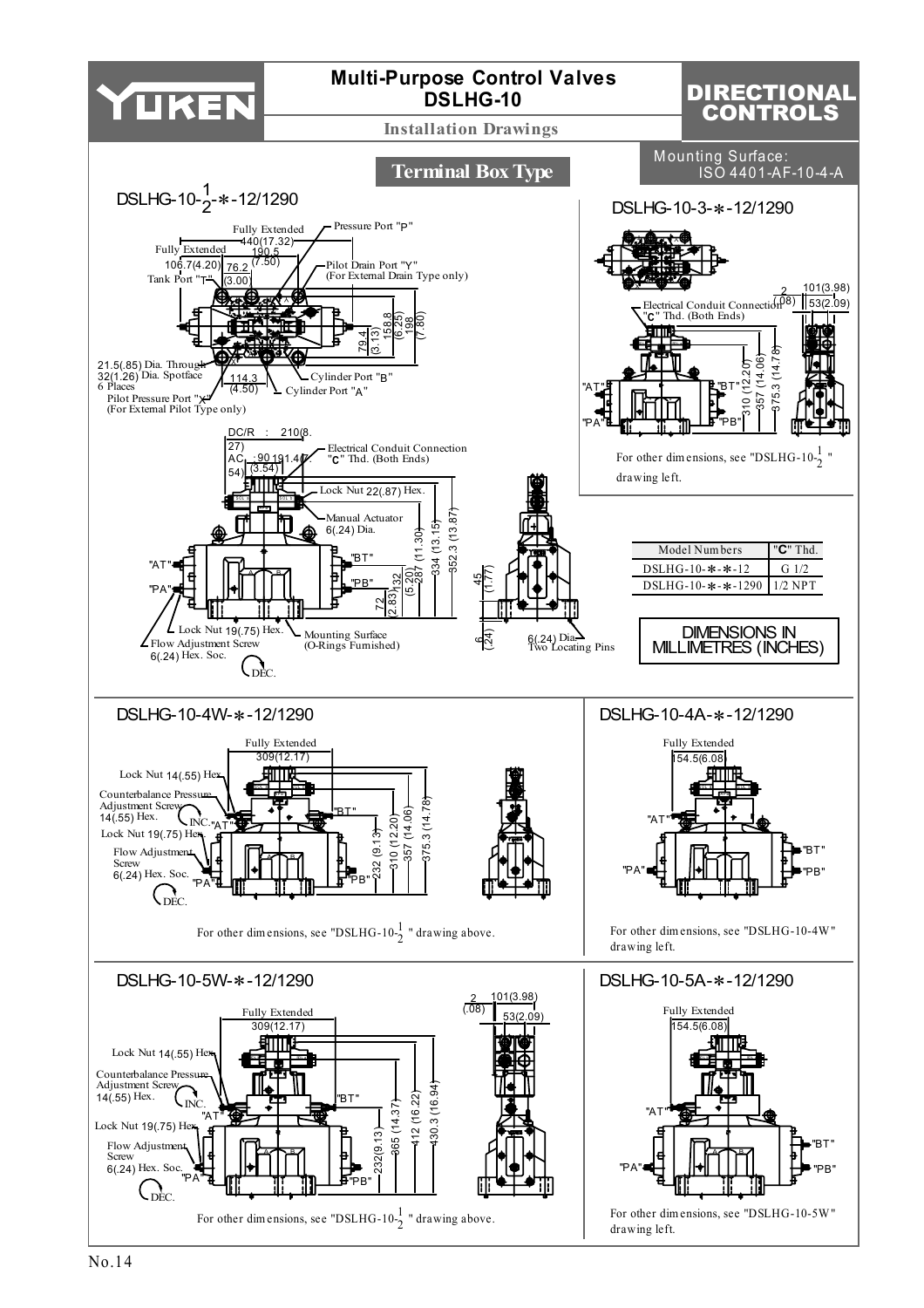# Multi-Purpose Control Valves DSLHG-10

**DIRECTIONAL CONTROLS**

**Installation Drawings**

## Terminal Box Type

Mounting Surface: ISO 4401-AF-10-4-A

### DSLHG-10-$\frac{1}{2}$-*-12/1290

Fully Extended 440(17.32)

Fully Extended 190.5 (7.50)

106.7(4.20)

76.2 (3.00)

Tank Port "T"

Pressure Port "P"

Pilot Drain Port "Y" (For External Drain Type only)

79.4 (3.13)

158.8 (6.25)

198 (7.80)

21.5(.85) Dia. Through 32(1.26) Dia. Spotface 6 Places

114.3 (4.50)

Cylinder Port "B"

Cylinder Port "A"

Pilot Pressure Port "X" (For External Pilot Type only)

DC/R : 210(8.27)

AC : 191.4(7.54)

90 (3.54)

Electrical Conduit Connection "C" Thd. (Both Ends)

Lock Nut 22(.87) Hex.

Manual Actuator 6(.24) Dia.

"AT" "BT" "PA" "PB"

72 (2.83)

132 (5.20)

287 (11.30)

334 (13.15)

352.3 (13.87)

45 (1.77)

6 (.24)

Lock Nut 19(.75) Hex.

Flow Adjustment Screw 6(.24) Hex. Soc.

DEC.

Mounting Surface (O-Rings Furnished)

6(.24) Dia. Two Locating Pins

### DSLHG-10-3-*-12/1290

2 (.08)

101(3.98)

53(2.09)

Electrical Conduit Connection "C" Thd. (Both Ends)

"AT" "BT" "PA" "PB"

310 (12.20)

357 (14.06)

375.3 (14.78)

For other dimensions, see "DSLHG-10-$\frac{1}{2}$" drawing left.

| Model Numbers | "C" Thd. |
|---|---|
| DSLHG-10-*-*-12 | G 1/2 |
| DSLHG-10-*-*-1290 | 1/2 NPT |

**DIMENSIONS IN MILLIMETRES (INCHES)**

### DSLHG-10-4W-*-12/1290

Fully Extended 309(12.17)

Lock Nut 14(.55) Hex.

Counterbalance Pressure Adjustment Screw 14(.55) Hex.

INC.

Lock Nut 19(.75) Hex.

Flow Adjustment Screw 6(.24) Hex. Soc.

DEC.

"AT" "BT" "PA" "PB"

232 (9.13)

310 (12.20)

357 (14.06)

375.3 (14.78)

For other dimensions, see "DSLHG-10-$\frac{1}{2}$" drawing above.

### DSLHG-10-4A-*-12/1290

Fully Extended 154.5(6.08)

"AT" "BT" "PA" "PB"

For other dimensions, see "DSLHG-10-4W" drawing left.

### DSLHG-10-5W-*-12/1290

Fully Extended 309(12.17)

2 (.08)

101(3.98)

53(2.09)

Lock Nut 14(.55) Hex.

Counterbalance Pressure Adjustment Screw 14(.55) Hex.

INC.

Lock Nut 19(.75) Hex.

Flow Adjustment Screw 6(.24) Hex. Soc.

DEC.

"AT" "BT" "PA" "PB"

232(9.13)

365 (14.37)

412 (16.22)

430.3 (16.94)

For other dimensions, see "DSLHG-10-$\frac{1}{2}$" drawing above.

### DSLHG-10-5A-*-12/1290

Fully Extended 154.5(6.08)

"AT" "BT" "PA" "PB"

For other dimensions, see "DSLHG-10-5W" drawing left.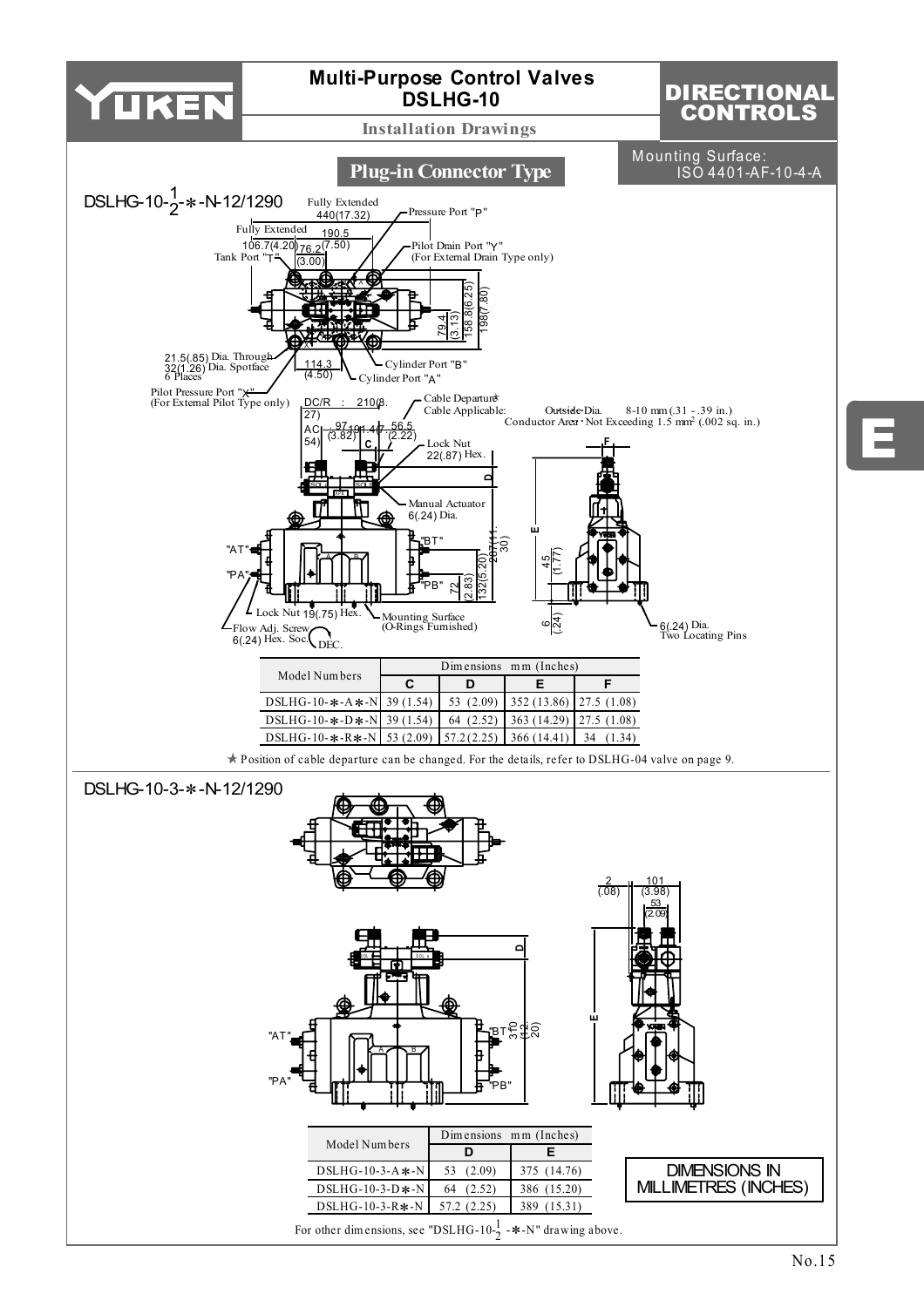# Multi-Purpose Control Valves DSLHG-10

**Installation Drawings**

## DIRECTIONAL CONTROLS

Mounting Surface: ISO 4401-AF-10-4-A

## Plug-in Connector Type

### DSLHG-10-$\frac{1}{2}$-*-N-12/1290

Fully Extended 440(17.32)

Fully Extended 190.5 (7.50)

106.7(4.20) 76.2 (3.00)

Tank Port "T"

Pressure Port "P"

Pilot Drain Port "Y" (For External Drain Type only)

79.4 (3.13)

158.8(6.25)

198(7.80)

21.5(.85) Dia. Through
32(1.26) Dia. Spotface
6 Places

114.3 (4.50)

Cylinder Port "B"

Cylinder Port "A"

Pilot Pressure Port "X" (For External Pilot Type only)

DC/R : 210(8.27)

AC : 197(7.76)

97 (3.82)

141.4 (5.54)

56.5 (2.22)

Cable Departure★

Cable Applicable: Outside Dia. 8-10 mm (.31 - .39 in.) Conductor Area: Not Exceeding 1.5 mm² (.002 sq. in.)

Lock Nut 22(.87) Hex.

Manual Actuator 6(.24) Dia.

"AT" "PA" "BT" "PB"

287(11.30)

132(5.20)

72 (2.83)

45 (1.77)

6 (.24)

Lock Nut 19(.75) Hex.

Flow Adj. Screw 6(.24) Hex. Soc.

DEC.

Mounting Surface (O-Rings Furnished)

6(.24) Dia. Two Locating Pins

| Model Numbers | Dimensions mm (Inches) | | | |
|---|---|---|---|---|
| | C | D | E | F |
| DSLHG-10-*-A*-N | 39 (1.54) | 53 (2.09) | 352 (13.86) | 27.5 (1.08) |
| DSLHG-10-*-D*-N | 39 (1.54) | 64 (2.52) | 363 (14.29) | 27.5 (1.08) |
| DSLHG-10-*-R*-N | 53 (2.09) | 57.2 (2.25) | 366 (14.41) | 34 (1.34) |

★ Position of cable departure can be changed. For the details, refer to DSLHG-04 valve on page 9.

### DSLHG-10-3-*-N-12/1290

2 (.08)

101 (3.98)

53 (2.09)

"AT" "PA" "BT" "PB"

310 (12.20)

| Model Numbers | Dimensions mm (Inches) | |
|---|---|---|
| | D | E |
| DSLHG-10-3-A*-N | 53 (2.09) | 375 (14.76) |
| DSLHG-10-3-D*-N | 64 (2.52) | 386 (15.20) |
| DSLHG-10-3-R*-N | 57.2 (2.25) | 389 (15.31) |

For other dimensions, see "DSLHG-10-$\frac{1}{2}$-*-N" drawing above.

DIMENSIONS IN MILLIMETRES (INCHES)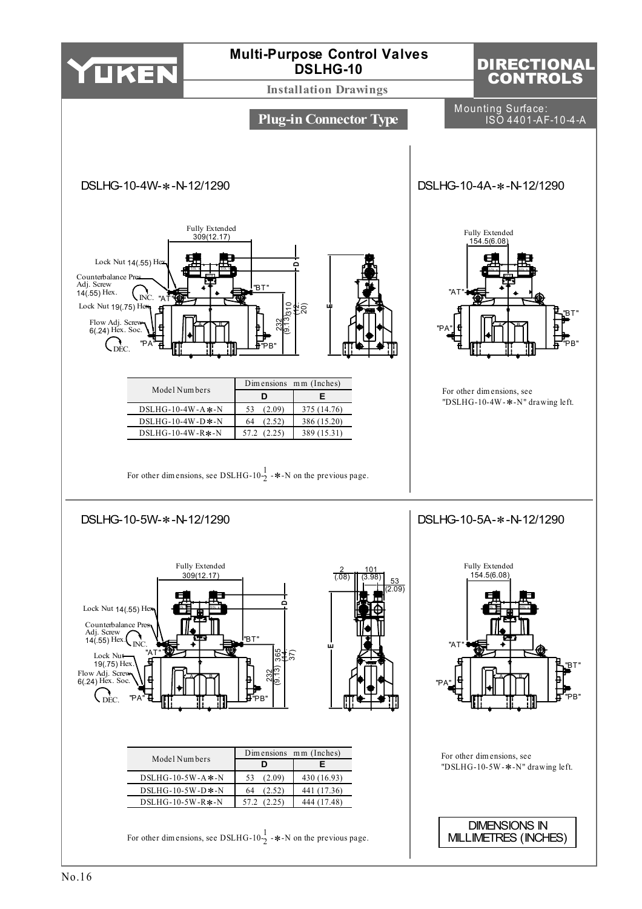# Multi-Purpose Control Valves DSLHG-10

## Installation Drawings

**DIRECTIONAL CONTROLS**

**Plug-in Connector Type**

Mounting Surface: ISO 4401-AF-10-4-A

### DSLHG-10-4W-*-N-12/1290

Fully Extended 309(12.17)

Lock Nut 14(.55) Hex.

Counterbalance Pres. Adj. Screw 14(.55) Hex.

INC.

Lock Nut 19(.75) Hex.

Flow Adj. Screw 6(.24) Hex. Soc.

DEC.

"AT" "BT" "PA" "PB"

232 (9.13) 310 (12.20)

| Model Numbers | Dimensions mm (Inches) | |
|---|---|---|
| | D | E |
| DSLHG-10-4W-A*-N | 53 (2.09) | 375 (14.76) |
| DSLHG-10-4W-D*-N | 64 (2.52) | 386 (15.20) |
| DSLHG-10-4W-R*-N | 57.2 (2.25) | 389 (15.31) |

For other dimensions, see DSLHG-10-$\frac{1}{2}$-*-N on the previous page.

### DSLHG-10-4A-*-N-12/1290

Fully Extended 154.5(6.08)

"AT" "BT" "PA" "PB"

For other dimensions, see "DSLHG-10-4W-*-N" drawing left.

### DSLHG-10-5W-*-N-12/1290

Fully Extended 309(12.17)

Lock Nut 14(.55) Hex.

Counterbalance Pres. Adj. Screw 14(.55) Hex.

INC.

Lock Nut 19(.75) Hex.

Flow Adj. Screw 6(.24) Hex. Soc.

DEC.

"AT" "BT" "PA" "PB"

232 (9.13) 365 (14.37)

2 (.08) 101 (3.98) 53 (2.09)

| Model Numbers | Dimensions mm (Inches) | |
|---|---|---|
| | D | E |
| DSLHG-10-5W-A*-N | 53 (2.09) | 430 (16.93) |
| DSLHG-10-5W-D*-N | 64 (2.52) | 441 (17.36) |
| DSLHG-10-5W-R*-N | 57.2 (2.25) | 444 (17.48) |

For other dimensions, see DSLHG-10-$\frac{1}{2}$-*-N on the previous page.

### DSLHG-10-5A-*-N-12/1290

Fully Extended 154.5(6.08)

"AT" "BT" "PA" "PB"

For other dimensions, see "DSLHG-10-5W-*-N" drawing left.

DIMENSIONS IN MILLIMETRES (INCHES)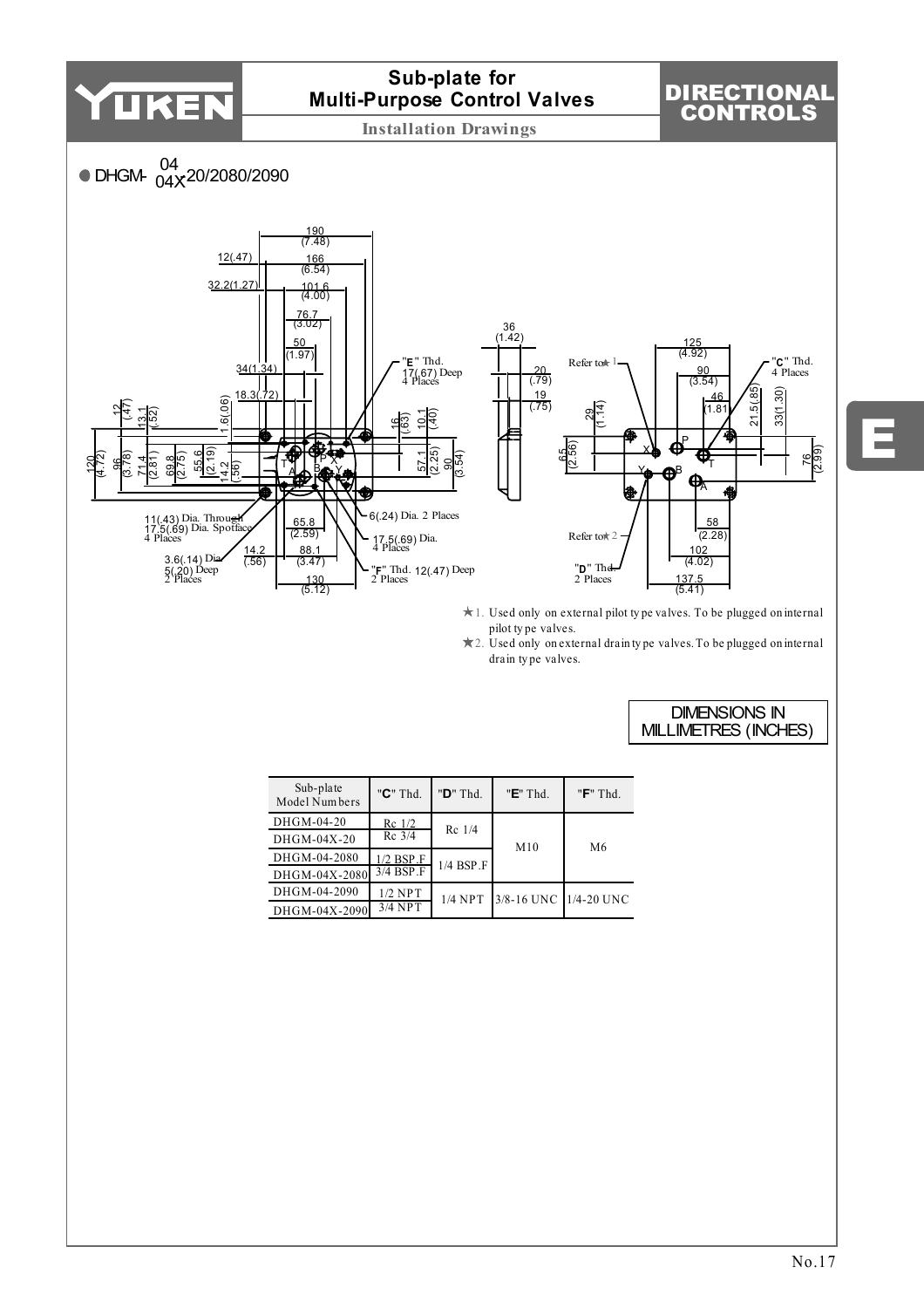# Sub-plate for Multi-Purpose Control Valves

## DIRECTIONAL CONTROLS

### Installation Drawings

● DHGM-04/04X-20/2080/2090

★1. Used only on external pilot type valves. To be plugged on internal pilot type valves.
★2. Used only on external drain type valves. To be plugged on internal drain type valves.

DIMENSIONS IN MILLIMETRES (INCHES)

| Sub-plate Model Numbers | "C" Thd. | "D" Thd. | "E" Thd. | "F" Thd. |
|---|---|---|---|---|
| DHGM-04-20 | Rc 1/2 | Rc 1/4 | M10 | M6 |
| DHGM-04X-20 | Rc 3/4 | | | |
| DHGM-04-2080 | 1/2 BSP.F | 1/4 BSP.F | | |
| DHGM-04X-2080 | 3/4 BSP.F | | | |
| DHGM-04-2090 | 1/2 NPT | 1/4 NPT | 3/8-16 UNC | 1/4-20 UNC |
| DHGM-04X-2090 | 3/4 NPT | | | |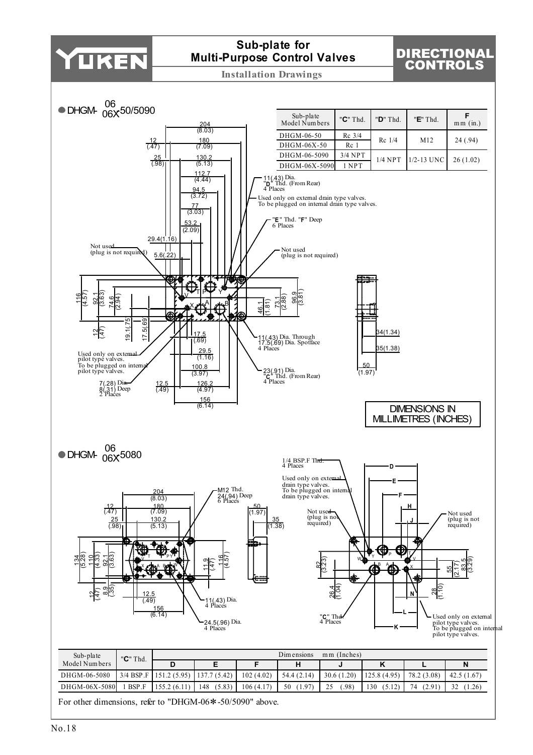# Sub-plate for Multi-Purpose Control Valves

**Installation Drawings**

## DIRECTIONAL CONTROLS

### ● DHGM-06/06X-50/5090

| Sub-plate Model Numbers | "C" Thd. | "D" Thd. | "E" Thd. | F mm (in.) |
|---|---|---|---|---|
| DHGM-06-50 | Rc 3/4 | Rc 1/4 | M12 | 24 (.94) |
| DHGM-06X-50 | Rc 1 | | | |
| DHGM-06-5090 | 3/4 NPT | 1/4 NPT | 1/2-13 UNC | 26 (1.02) |
| DHGM-06X-5090 | 1 NPT | | | |

11(.43) Dia. "D" Thd. (From Rear) 4 Places

Used only on external drain type valves. To be plugged on internal drain type valves.

"E" Thd. "F" Deep 6 Places

Not used (plug is not required)

Not used (plug is not required)

11(.43) Dia. Through 17.5(.69) Dia. Spotface 4 Places

Used only on external pilot type valves. To be plugged on internal pilot type valves.

7(.28) Dia. 8(.31) Deep 2 Places

23(.91) Dia. "C" Thd. (From Rear) 4 Places

DIMENSIONS IN MILLIMETRES (INCHES)

### ● DHGM-06/06X-5080

M12 Thd. 24(.94) Deep 6 Places

11(.43) Dia. 4 Places

24.5(.96) Dia. 4 Places

1/4 BSP.F Thd. 4 Places

Used only on external drain type valves. To be plugged on internal drain type valves.

Not used (plug is not required)

Not used (plug is not required)

"C" Thd. 4 Places

Used only on external pilot type valves. To be plugged on internal pilot type valves.

| Sub-plate Model Numbers | "C" Thd. | Dimensions mm (Inches) | | | | | | | |
|---|---|---|---|---|---|---|---|---|---|
| | | D | E | F | H | J | K | L | N |
| DHGM-06-5080 | 3/4 BSP.F | 151.2 (5.95) | 137.7 (5.42) | 102 (4.02) | 54.4 (2.14) | 30.6 (1.20) | 125.8 (4.95) | 78.2 (3.08) | 42.5 (1.67) |
| DHGM-06X-5080 | 1 BSP.F | 155.2 (6.11) | 148 (5.83) | 106 (4.17) | 50 (1.97) | 25 (.98) | 130 (5.12) | 74 (2.91) | 32 (1.26) |

For other dimensions, refer to "DHGM-06*-50/5090" above.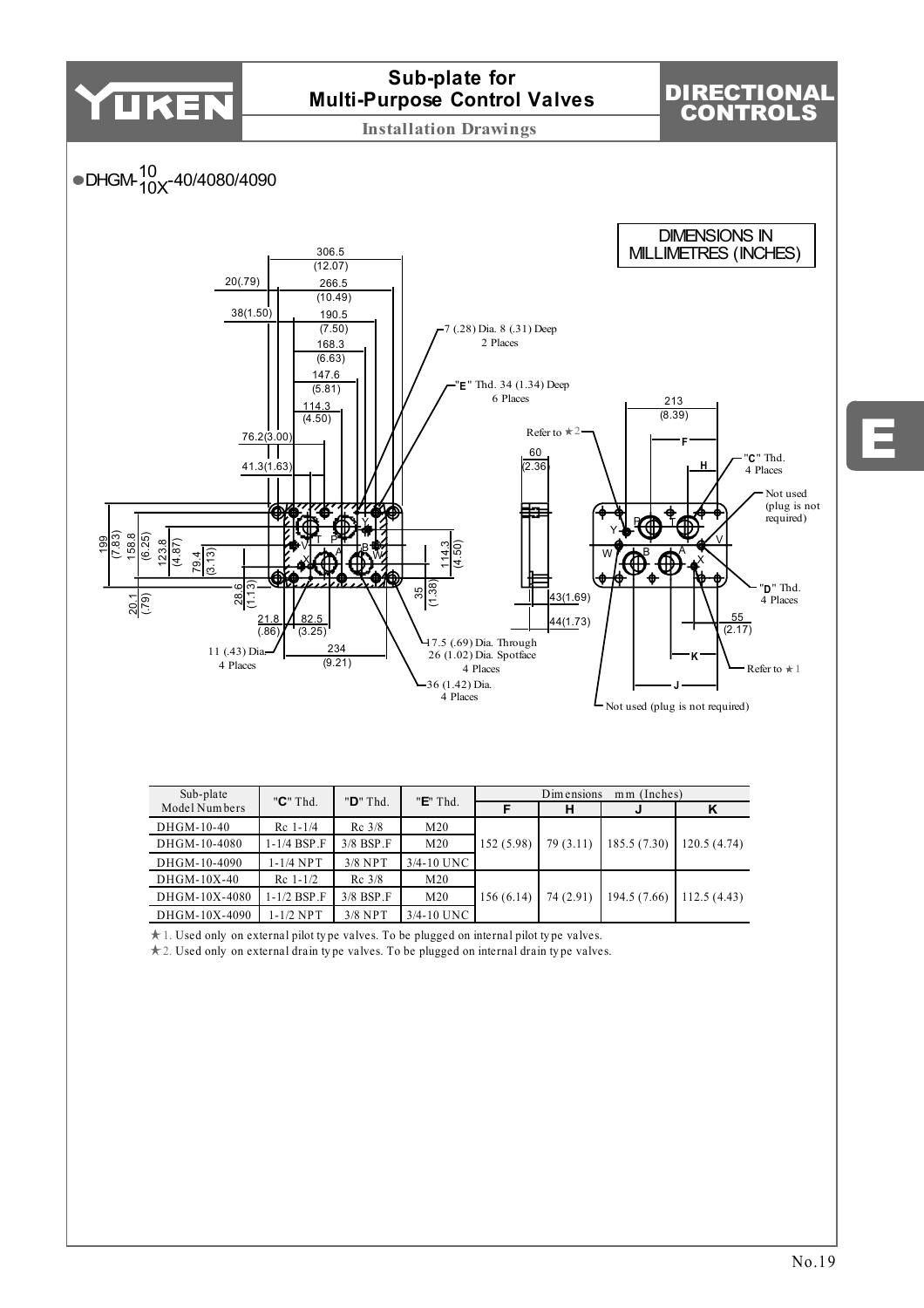# Sub-plate for Multi-Purpose Control Valves

**DIRECTIONAL CONTROLS**

Installation Drawings

● DHGM-10/10X-40/4080/4090

DIMENSIONS IN MILLIMETRES (INCHES)

7 (.28) Dia. 8 (.31) Deep 2 Places

"E" Thd. 34 (1.34) Deep 6 Places

Refer to ★2

"C" Thd. 4 Places

Not used (plug is not required)

"D" Thd. 4 Places

Refer to ★1

Not used (plug is not required)

11 (.43) Dia. 4 Places

17.5 (.69) Dia. Through 26 (1.02) Dia. Spotface 4 Places

36 (1.42) Dia. 4 Places

| Sub-plate Model Numbers | "C" Thd. | "D" Thd. | "E" Thd. | Dimensions mm (Inches) | | | |
|---|---|---|---|---|---|---|---|
| | | | | F | H | J | K |
| DHGM-10-40 | Rc 1-1/4 | Rc 3/8 | M20 | 152 (5.98) | 79 (3.11) | 185.5 (7.30) | 120.5 (4.74) |
| DHGM-10-4080 | 1-1/4 BSP.F | 3/8 BSP.F | M20 | 152 (5.98) | 79 (3.11) | 185.5 (7.30) | 120.5 (4.74) |
| DHGM-10-4090 | 1-1/4 NPT | 3/8 NPT | 3/4-10 UNC | 152 (5.98) | 79 (3.11) | 185.5 (7.30) | 120.5 (4.74) |
| DHGM-10X-40 | Rc 1-1/2 | Rc 3/8 | M20 | 156 (6.14) | 74 (2.91) | 194.5 (7.66) | 112.5 (4.43) |
| DHGM-10X-4080 | 1-1/2 BSP.F | 3/8 BSP.F | M20 | 156 (6.14) | 74 (2.91) | 194.5 (7.66) | 112.5 (4.43) |
| DHGM-10X-4090 | 1-1/2 NPT | 3/8 NPT | 3/4-10 UNC | 156 (6.14) | 74 (2.91) | 194.5 (7.66) | 112.5 (4.43) |

★1. Used only on external pilot type valves. To be plugged on internal pilot type valves.

★2. Used only on external drain type valves. To be plugged on internal drain type valves.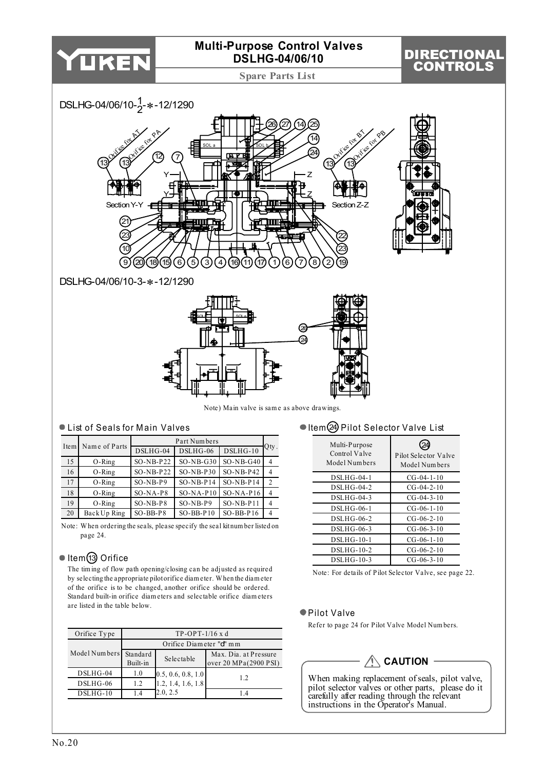# Multi-Purpose Control Valves DSLHG-04/06/10

## Spare Parts List

DIRECTIONAL CONTROLS

DSLHG-04/06/10-$\frac{1}{2}$-*-12/1290

DSLHG-04/06/10-3-*-12/1290

Note) Main valve is same as above drawings.

### ● List of Seals for Main Valves

| Item | Name of Parts | Part Numbers | | | Qty. |
|---|---|---|---|---|---|
| | | DSLHG-04 | DSLHG-06 | DSLHG-10 | |
| 15 | O-Ring | SO-NB-P22 | SO-NB-G30 | SO-NB-G40 | 4 |
| 16 | O-Ring | SO-NB-P22 | SO-NB-P30 | SO-NB-P42 | 4 |
| 17 | O-Ring | SO-NB-P9 | SO-NB-P14 | SO-NB-P14 | 2 |
| 18 | O-Ring | SO-NA-P8 | SO-NA-P10 | SO-NA-P16 | 4 |
| 19 | O-Ring | SO-NB-P8 | SO-NB-P9 | SO-NB-P11 | 4 |
| 20 | Back Up Ring | SO-BB-P8 | SO-BB-P10 | SO-BB-P16 | 4 |

Note: When ordering the seals, please specify the seal kit number listed on page 24.

### ● Item ⑬ Orifice

The timing of flow path opening/closing can be adjusted as required by selecting the appropriate pilot orifice diameter. When the diameter of the orifice is to be changed, another orifice should be ordered. Standard built-in orifice diameters and selectable orifice diameters are listed in the table below.

| Orifice Type | TP-OPT-1/16 x d | | |
|---|---|---|---|
| Model Numbers | Orifice Diameter "d" mm | | |
| | Standard Built-in | Selectable | Max. Dia. at Pressure over 20 MPa (2900 PSI) |
| DSLHG-04 | 1.0 | 0.5, 0.6, 0.8, 1.0 1.2, 1.4, 1.6, 1.8 2.0, 2.5 | 1.2 |
| DSLHG-06 | 1.2 | | |
| DSLHG-10 | 1.4 | | 1.4 |

### ● Item ㉔ Pilot Selector Valve List

| Multi-Purpose Control Valve Model Numbers | ㉔ Pilot Selector Valve Model Numbers |
|---|---|
| DSLHG-04-1 | CG-04-1-10 |
| DSLHG-04-2 | CG-04-2-10 |
| DSLHG-04-3 | CG-04-3-10 |
| DSLHG-06-1 | CG-06-1-10 |
| DSLHG-06-2 | CG-06-2-10 |
| DSLHG-06-3 | CG-06-3-10 |
| DSLHG-10-1 | CG-06-1-10 |
| DSLHG-10-2 | CG-06-2-10 |
| DSLHG-10-3 | CG-06-3-10 |

Note: For details of Pilot Selector Valve, see page 22.

### ● Pilot Valve

Refer to page 24 for Pilot Valve Model Numbers.

**⚠ CAUTION**

When making replacement of seals, pilot valve, pilot selector valves or other parts, please do it carefully after reading through the relevant instructions in the Operator's Manual.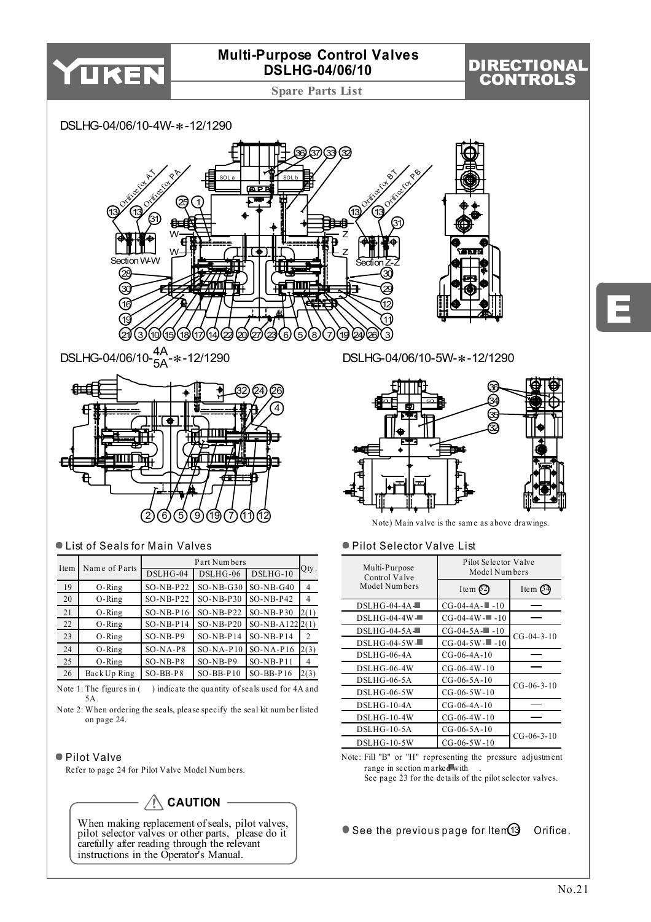# Multi-Purpose Control Valves DSLHG-04/06/10

## Spare Parts List

DSLHG-04/06/10-4W-∗-12/1290

DSLHG-04/06/10-4A/5A-∗-12/1290

DSLHG-04/06/10-5W-∗-12/1290

Note) Main valve is the same as above drawings.

### ● List of Seals for Main Valves

| Item | Name of Parts | Part Numbers | | | Qty. |
|---|---|---|---|---|---|
| | | DSLHG-04 | DSLHG-06 | DSLHG-10 | |
| 19 | O-Ring | SO-NB-P22 | SO-NB-G30 | SO-NB-G40 | 4 |
| 20 | O-Ring | SO-NB-P22 | SO-NB-P30 | SO-NB-P42 | 4 |
| 21 | O-Ring | SO-NB-P16 | SO-NB-P22 | SO-NB-P30 | 2(1) |
| 22 | O-Ring | SO-NB-P14 | SO-NB-P20 | SO-NB-A122 | 2(1) |
| 23 | O-Ring | SO-NB-P9 | SO-NB-P14 | SO-NB-P14 | 2 |
| 24 | O-Ring | SO-NA-P8 | SO-NA-P10 | SO-NA-P16 | 2(3) |
| 25 | O-Ring | SO-NB-P8 | SO-NB-P9 | SO-NB-P11 | 4 |
| 26 | Back Up Ring | SO-BB-P8 | SO-BB-P10 | SO-BB-P16 | 2(3) |

Note 1: The figures in ( ) indicate the quantity of seals used for 4A and 5A.

Note 2: When ordering the seals, please specify the seal kit number listed on page 24.

### ● Pilot Valve

Refer to page 24 for Pilot Valve Model Numbers.

> ⚠ **CAUTION**
>
> When making replacement of seals, pilot valves, pilot selector valves or other parts, please do it carefully after reading through the relevant instructions in the Operator's Manual.

### ● Pilot Selector Valve List

| Multi-Purpose Control Valve Model Numbers | Pilot Selector Valve Model Numbers | |
|---|---|---|
| | Item 32 | Item 34 |
| DSLHG-04-4A-■ | CG-04-4A-■ -10 | — |
| DSLHG-04-4W-■ | CG-04-4W-■ -10 | — |
| DSLHG-04-5A-■ | CG-04-5A-■ -10 | CG-04-3-10 |
| DSLHG-04-5W-■ | CG-04-5W-■ -10 | |
| DSLHG-06-4A | CG-06-4A-10 | — |
| DSLHG-06-4W | CG-06-4W-10 | — |
| DSLHG-06-5A | CG-06-5A-10 | CG-06-3-10 |
| DSLHG-06-5W | CG-06-5W-10 | |
| DSLHG-10-4A | CG-06-4A-10 | — |
| DSLHG-10-4W | CG-06-4W-10 | — |
| DSLHG-10-5A | CG-06-5A-10 | CG-06-3-10 |
| DSLHG-10-5W | CG-06-5W-10 | |

Note: Fill "B" or "H" representing the pressure adjustment range in section marked with ■.
See page 23 for the details of the pilot selector valves.

● See the previous page for Item 13 Orifice.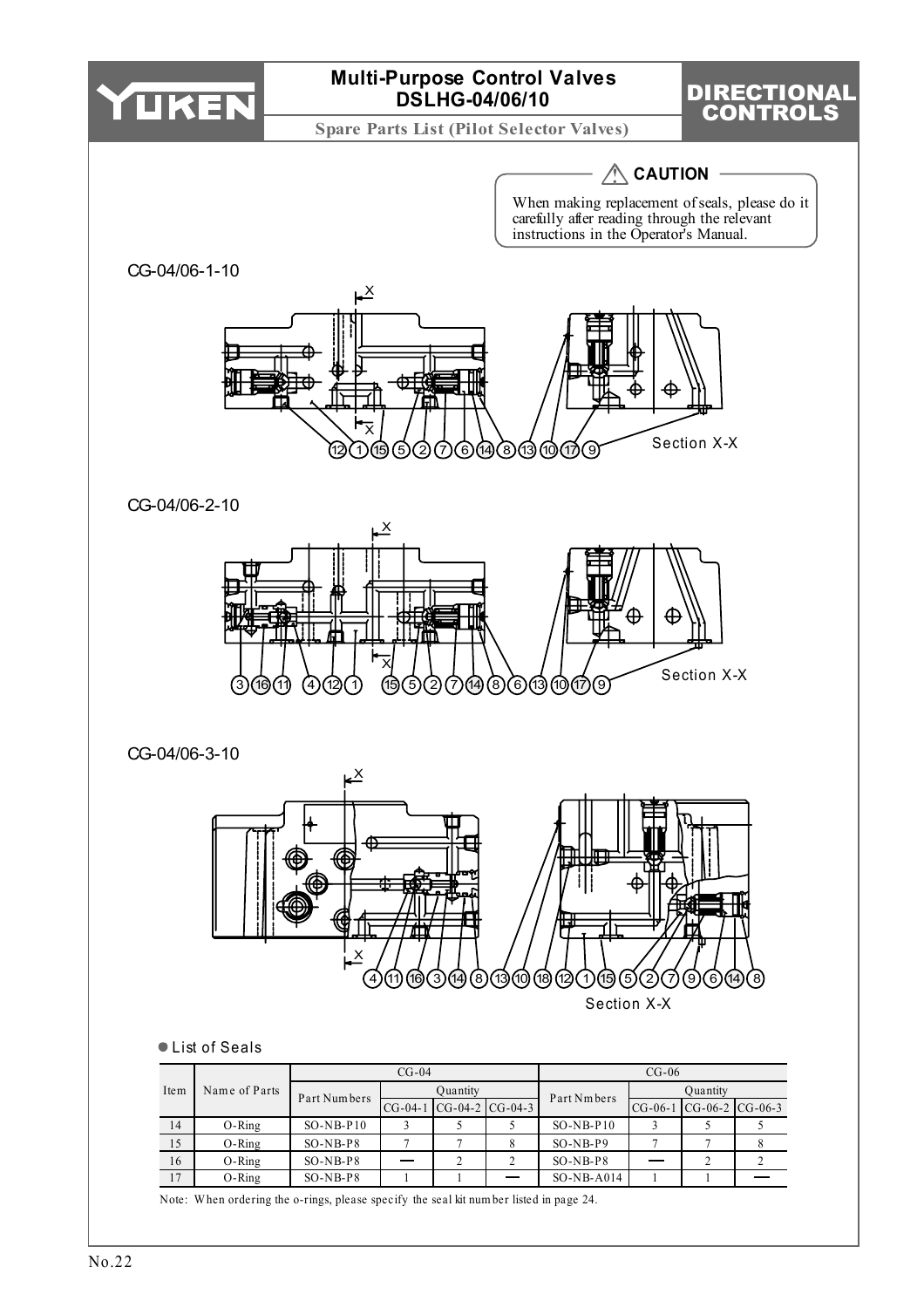# Multi-Purpose Control Valves DSLHG-04/06/10

## Spare Parts List (Pilot Selector Valves)

**DIRECTIONAL CONTROLS**

⚠ **CAUTION**

When making replacement of seals, please do it carefully after reading through the relevant instructions in the Operator's Manual.

CG-04/06-1-10

12 1 15 5 2 7 6 14 8 13 10 17 9

Section X-X

CG-04/06-2-10

3 16 11 4 12 1 15 5 2 7 14 8 6 13 10 17 9

Section X-X

CG-04/06-3-10

4 11 16 3 14 8 13 10 18 12 1 15 5 2 7 9 6 14 8

Section X-X

● List of Seals

| Item | Name of Parts | CG-04 | | | | CG-06 | | | |
|---|---|---|---|---|---|---|---|---|---|
| | | Part Numbers | Quantity | | | Part Nmbers | Quantity | | |
| | | | CG-04-1 | CG-04-2 | CG-04-3 | | CG-06-1 | CG-06-2 | CG-06-3 |
| 14 | O-Ring | SO-NB-P10 | 3 | 5 | 5 | SO-NB-P10 | 3 | 5 | 5 |
| 15 | O-Ring | SO-NB-P8 | 7 | 7 | 8 | SO-NB-P9 | 7 | 7 | 8 |
| 16 | O-Ring | SO-NB-P8 | — | 2 | 2 | SO-NB-P8 | — | 2 | 2 |
| 17 | O-Ring | SO-NB-P8 | 1 | 1 | — | SO-NB-A014 | 1 | 1 | — |

Note: When ordering the o-rings, please specify the seal kit number listed in page 24.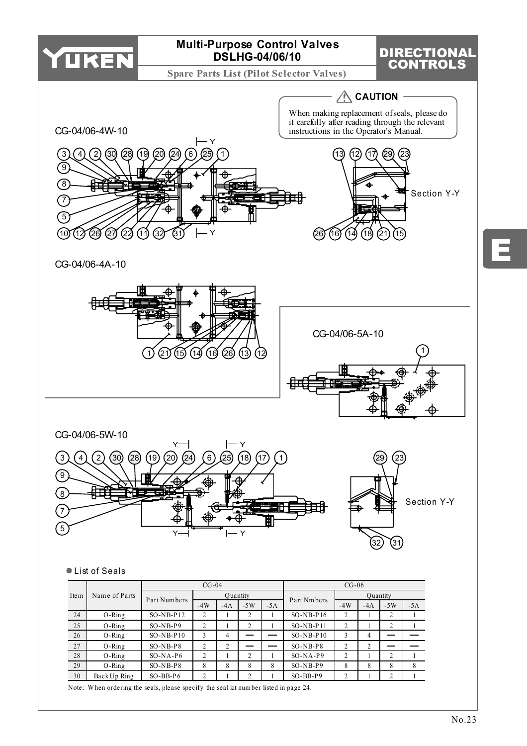# Multi-Purpose Control Valves DSLHG-04/06/10

## Spare Parts List (Pilot Selector Valves)

**DIRECTIONAL CONTROLS**

**⚠ CAUTION**

When making replacement of seals, please do it carefully after reading through the relevant instructions in the Operator's Manual.

CG-04/06-4W-10

Section Y-Y

CG-04/06-4A-10

CG-04/06-5A-10

CG-04/06-5W-10

Section Y-Y

● List of Seals

| Item | Name of Parts | CG-04 | | | | | CG-06 | | | | |
|---|---|---|---|---|---|---|---|---|---|---|---|
| | | Part Numbers | Quantity | | | | Part Nmbers | Quantity | | | |
| | | | -4W | -4A | -5W | -5A | | -4W | -4A | -5W | -5A |
| 24 | O-Ring | SO-NB-P12 | 2 | 1 | 2 | 1 | SO-NB-P16 | 2 | 1 | 2 | 1 |
| 25 | O-Ring | SO-NB-P9 | 2 | 1 | 2 | 1 | SO-NB-P11 | 2 | 1 | 2 | 1 |
| 26 | O-Ring | SO-NB-P10 | 3 | 4 | — | — | SO-NB-P10 | 3 | 4 | — | — |
| 27 | O-Ring | SO-NB-P8 | 2 | 2 | — | — | SO-NB-P8 | 2 | 2 | — | — |
| 28 | O-Ring | SO-NA-P6 | 2 | 1 | 2 | 1 | SO-NA-P9 | 2 | 1 | 2 | 1 |
| 29 | O-Ring | SO-NB-P8 | 8 | 8 | 8 | 8 | SO-NB-P9 | 8 | 8 | 8 | 8 |
| 30 | Back Up Ring | SO-BB-P6 | 2 | 1 | 2 | 1 | SO-BB-P9 | 2 | 1 | 2 | 1 |

Note: When ordering the seals, please specify the seal kit number listed in page 24.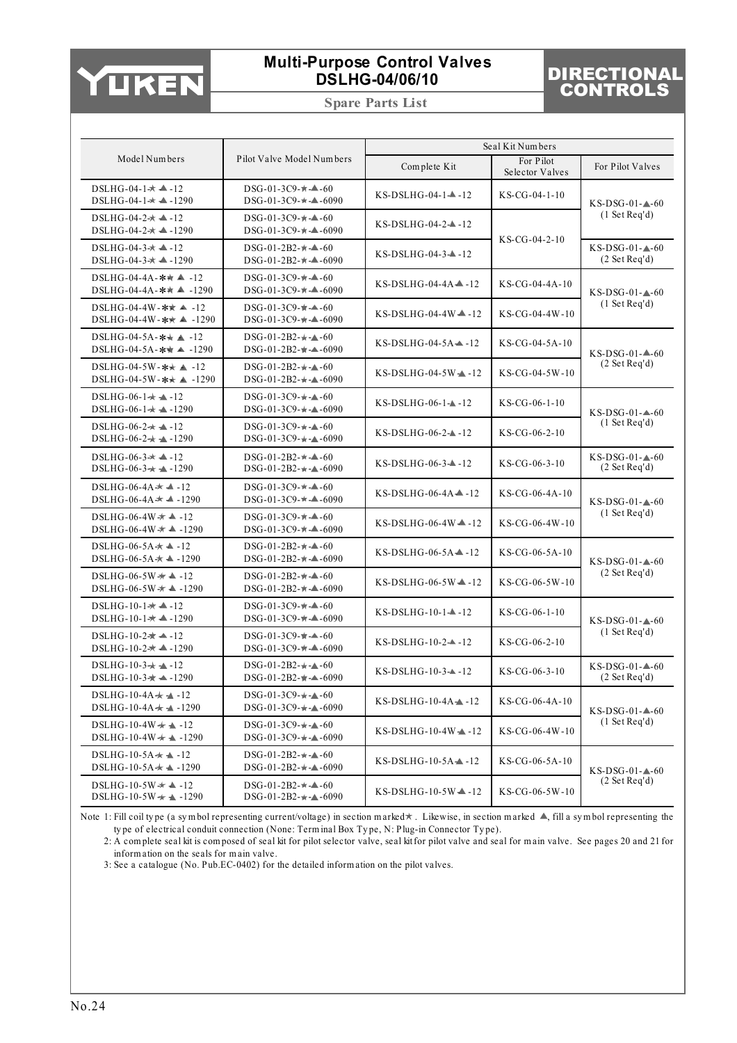# Multi-Purpose Control Valves DSLHG-04/06/10

**Spare Parts List**

| Model Numbers | Pilot Valve Model Numbers | Seal Kit Numbers | | |
|---|---|---|---|---|
| | | Complete Kit | For Pilot Selector Valves | For Pilot Valves |
| DSLHG-04-1★▲-12<br>DSLHG-04-1★▲-1290 | DSG-01-3C9-★-▲-60<br>DSG-01-3C9-★-▲-6090 | KS-DSLHG-04-1▲-12 | KS-CG-04-1-10 | KS-DSG-01-▲-60<br>(1 Set Req'd) |
| DSLHG-04-2★▲-12<br>DSLHG-04-2★▲-1290 | DSG-01-3C9-★-▲-60<br>DSG-01-3C9-★-▲-6090 | KS-DSLHG-04-2▲-12 | KS-CG-04-2-10 | KS-DSG-01-▲-60<br>(1 Set Req'd) |
| DSLHG-04-3★▲-12<br>DSLHG-04-3★▲-1290 | DSG-01-2B2-★-▲-60<br>DSG-01-2B2-★-▲-6090 | KS-DSLHG-04-3▲-12 | KS-CG-04-2-10 | KS-DSG-01-▲-60<br>(2 Set Req'd) |
| DSLHG-04-4A-★★▲-12<br>DSLHG-04-4A-★★▲-1290 | DSG-01-3C9-★-▲-60<br>DSG-01-3C9-★-▲-6090 | KS-DSLHG-04-4A▲-12 | KS-CG-04-4A-10 | KS-DSG-01-▲-60<br>(1 Set Req'd) |
| DSLHG-04-4W-★★▲-12<br>DSLHG-04-4W-★★▲-1290 | DSG-01-3C9-★-▲-60<br>DSG-01-3C9-★-▲-6090 | KS-DSLHG-04-4W▲-12 | KS-CG-04-4W-10 | KS-DSG-01-▲-60<br>(1 Set Req'd) |
| DSLHG-04-5A-★★▲-12<br>DSLHG-04-5A-★★▲-1290 | DSG-01-2B2-★-▲-60<br>DSG-01-2B2-★-▲-6090 | KS-DSLHG-04-5A▲-12 | KS-CG-04-5A-10 | KS-DSG-01-▲-60<br>(2 Set Req'd) |
| DSLHG-04-5W-★★▲-12<br>DSLHG-04-5W-★★▲-1290 | DSG-01-2B2-★-▲-60<br>DSG-01-2B2-★-▲-6090 | KS-DSLHG-04-5W▲-12 | KS-CG-04-5W-10 | KS-DSG-01-▲-60<br>(2 Set Req'd) |
| DSLHG-06-1★▲-12<br>DSLHG-06-1★▲-1290 | DSG-01-3C9-★-▲-60<br>DSG-01-3C9-★-▲-6090 | KS-DSLHG-06-1▲-12 | KS-CG-06-1-10 | KS-DSG-01-▲-60<br>(1 Set Req'd) |
| DSLHG-06-2★▲-12<br>DSLHG-06-2★▲-1290 | DSG-01-3C9-★-▲-60<br>DSG-01-3C9-★-▲-6090 | KS-DSLHG-06-2▲-12 | KS-CG-06-2-10 | KS-DSG-01-▲-60<br>(1 Set Req'd) |
| DSLHG-06-3★▲-12<br>DSLHG-06-3★▲-1290 | DSG-01-2B2-★-▲-60<br>DSG-01-2B2-★-▲-6090 | KS-DSLHG-06-3▲-12 | KS-CG-06-3-10 | KS-DSG-01-▲-60<br>(2 Set Req'd) |
| DSLHG-06-4A★▲-12<br>DSLHG-06-4A★▲-1290 | DSG-01-3C9-★-▲-60<br>DSG-01-3C9-★-▲-6090 | KS-DSLHG-06-4A▲-12 | KS-CG-06-4A-10 | KS-DSG-01-▲-60<br>(1 Set Req'd) |
| DSLHG-06-4W★▲-12<br>DSLHG-06-4W★▲-1290 | DSG-01-3C9-★-▲-60<br>DSG-01-3C9-★-▲-6090 | KS-DSLHG-06-4W▲-12 | KS-CG-06-4W-10 | KS-DSG-01-▲-60<br>(1 Set Req'd) |
| DSLHG-06-5A★▲-12<br>DSLHG-06-5A★▲-1290 | DSG-01-2B2-★-▲-60<br>DSG-01-2B2-★-▲-6090 | KS-DSLHG-06-5A▲-12 | KS-CG-06-5A-10 | KS-DSG-01-▲-60<br>(2 Set Req'd) |
| DSLHG-06-5W★▲-12<br>DSLHG-06-5W★▲-1290 | DSG-01-2B2-★-▲-60<br>DSG-01-2B2-★-▲-6090 | KS-DSLHG-06-5W▲-12 | KS-CG-06-5W-10 | KS-DSG-01-▲-60<br>(2 Set Req'd) |
| DSLHG-10-1★▲-12<br>DSLHG-10-1★▲-1290 | DSG-01-3C9-★-▲-60<br>DSG-01-3C9-★-▲-6090 | KS-DSLHG-10-1▲-12 | KS-CG-06-1-10 | KS-DSG-01-▲-60<br>(1 Set Req'd) |
| DSLHG-10-2★▲-12<br>DSLHG-10-2★▲-1290 | DSG-01-3C9-★-▲-60<br>DSG-01-3C9-★-▲-6090 | KS-DSLHG-10-2▲-12 | KS-CG-06-2-10 | KS-DSG-01-▲-60<br>(1 Set Req'd) |
| DSLHG-10-3★▲-12<br>DSLHG-10-3★▲-1290 | DSG-01-2B2-★-▲-60<br>DSG-01-2B2-★-▲-6090 | KS-DSLHG-10-3▲-12 | KS-CG-06-3-10 | KS-DSG-01-▲-60<br>(2 Set Req'd) |
| DSLHG-10-4A★▲-12<br>DSLHG-10-4A★▲-1290 | DSG-01-3C9-★-▲-60<br>DSG-01-3C9-★-▲-6090 | KS-DSLHG-10-4A▲-12 | KS-CG-06-4A-10 | KS-DSG-01-▲-60<br>(1 Set Req'd) |
| DSLHG-10-4W★▲-12<br>DSLHG-10-4W★▲-1290 | DSG-01-3C9-★-▲-60<br>DSG-01-3C9-★-▲-6090 | KS-DSLHG-10-4W▲-12 | KS-CG-06-4W-10 | KS-DSG-01-▲-60<br>(1 Set Req'd) |
| DSLHG-10-5A★▲-12<br>DSLHG-10-5A★▲-1290 | DSG-01-2B2-★-▲-60<br>DSG-01-2B2-★-▲-6090 | KS-DSLHG-10-5A▲-12 | KS-CG-06-5A-10 | KS-DSG-01-▲-60<br>(2 Set Req'd) |
| DSLHG-10-5W★▲-12<br>DSLHG-10-5W★▲-1290 | DSG-01-2B2-★-▲-60<br>DSG-01-2B2-★-▲-6090 | KS-DSLHG-10-5W▲-12 | KS-CG-06-5W-10 | KS-DSG-01-▲-60<br>(2 Set Req'd) |

Note 1: Fill coil type (a symbol representing current/voltage) in section marked★. Likewise, in section marked ▲, fill a symbol representing the type of electrical conduit connection (None: Terminal Box Type, N: Plug-in Connector Type).

2: A complete seal kit is composed of seal kit for pilot selector valve, seal kit for pilot valve and seal for main valve. See pages 20 and 21 for information on the seals for main valve.

3: See a catalogue (No. Pub.EC-0402) for the detailed information on the pilot valves.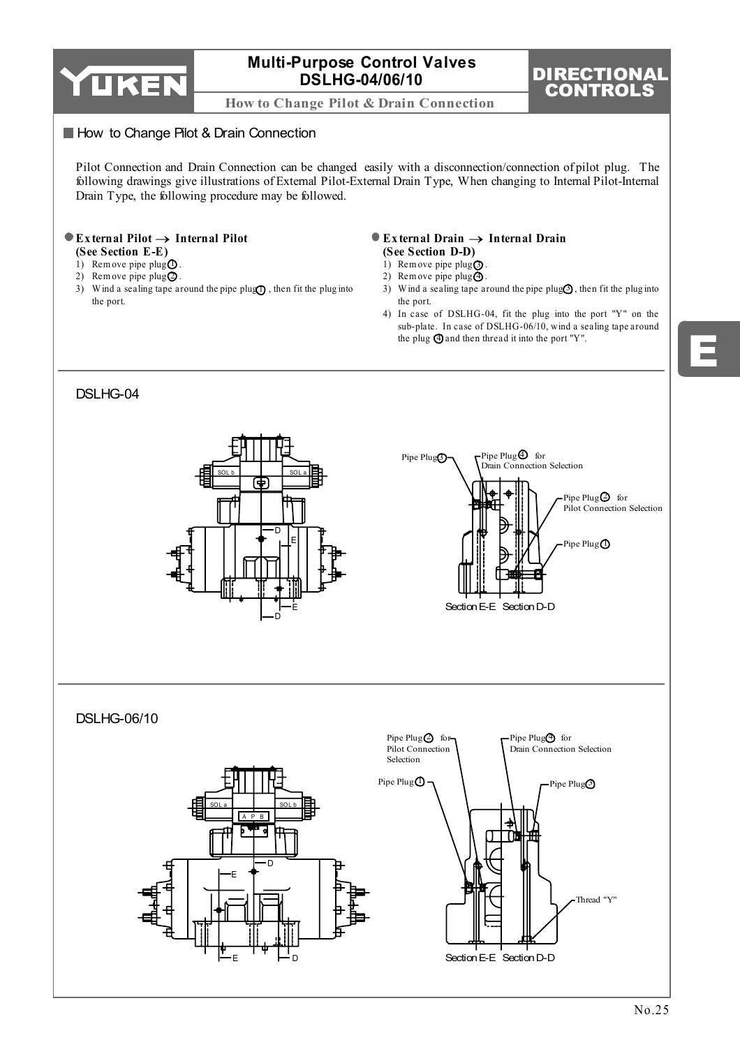## How to Change Pilot & Drain Connection

Pilot Connection and Drain Connection can be changed easily with a disconnection/connection of pilot plug. The following drawings give illustrations of External Pilot-External Drain Type, When changing to Internal Pilot-Internal Drain Type, the following procedure may be followed.

**External Pilot → Internal Pilot (See Section E-E)**

1) Remove pipe plug ①.
2) Remove pipe plug ②.
3) Wind a sealing tape around the pipe plug ①, then fit the plug into the port.

**External Drain → Internal Drain (See Section D-D)**

1) Remove pipe plug ③.
2) Remove pipe plug ④.
3) Wind a sealing tape around the pipe plug ③, then fit the plug into the port.
4) In case of DSLHG-04, fit the plug into the port "Y" on the sub-plate. In case of DSLHG-06/10, wind a sealing tape around the plug ④ and then thread it into the port "Y".

### DSLHG-04

SOL b
SOL a
D
E
E
D

Pipe Plug ③
Pipe Plug ④ for Drain Connection Selection
Pipe Plug ② for Pilot Connection Selection
Pipe Plug ①

Section E-E Section D-D

### DSLHG-06/10

SOL a
SOL b
A P B
E
D
E
D

Pipe Plug ② for Pilot Connection Selection
Pipe Plug ④ for Drain Connection Selection
Pipe Plug ①
Pipe Plug ③
Thread "Y"

Section E-E Section D-D